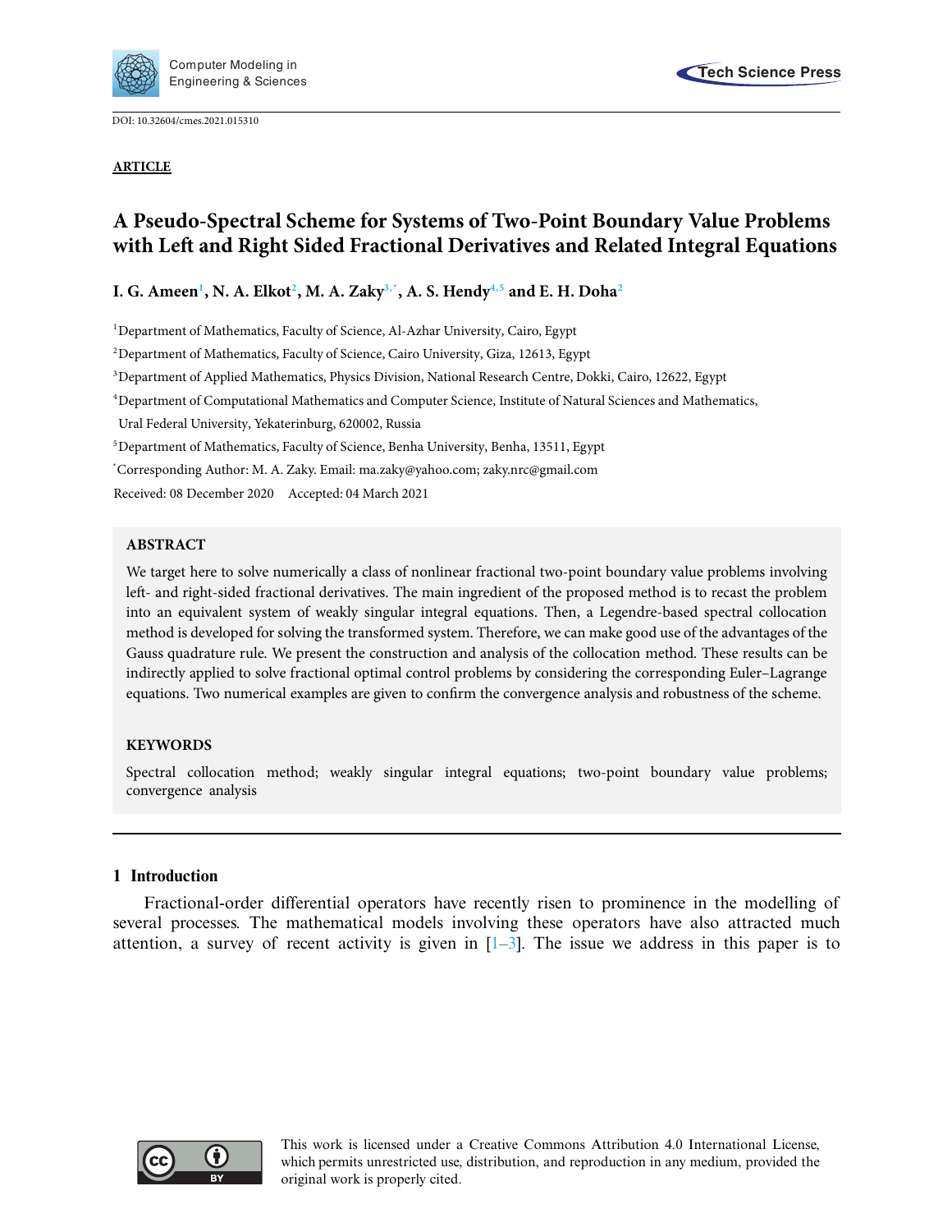DOI: 10.32604/cmes.2021.015310

**ARTICLE**

# A Pseudo-Spectral Scheme for Systems of Two-Point Boundary Value Problems with Left and Right Sided Fractional Derivatives and Related Integral Equations

**I. G. Ameen[1], N. A. Elkot[2], M. A. Zaky[3,*], A. S. Hendy[4,5] and E. H. Doha[2]**

[1]Department of Mathematics, Faculty of Science, Al-Azhar University, Cairo, Egypt

[2]Department of Mathematics, Faculty of Science, Cairo University, Giza, 12613, Egypt

[3]Department of Applied Mathematics, Physics Division, National Research Centre, Dokki, Cairo, 12622, Egypt

[4]Department of Computational Mathematics and Computer Science, Institute of Natural Sciences and Mathematics, Ural Federal University, Yekaterinburg, 620002, Russia

[5]Department of Mathematics, Faculty of Science, Benha University, Benha, 13511, Egypt

[*]Corresponding Author: M. A. Zaky. Email: ma.zaky@yahoo.com; zaky.nrc@gmail.com

Received: 08 December 2020 Accepted: 04 March 2021

## ABSTRACT

We target here to solve numerically a class of nonlinear fractional two-point boundary value problems involving left- and right-sided fractional derivatives. The main ingredient of the proposed method is to recast the problem into an equivalent system of weakly singular integral equations. Then, a Legendre-based spectral collocation method is developed for solving the transformed system. Therefore, we can make good use of the advantages of the Gauss quadrature rule. We present the construction and analysis of the collocation method. These results can be indirectly applied to solve fractional optimal control problems by considering the corresponding Euler–Lagrange equations. Two numerical examples are given to confirm the convergence analysis and robustness of the scheme.

## KEYWORDS

Spectral collocation method; weakly singular integral equations; two-point boundary value problems; convergence analysis

## 1 Introduction

Fractional-order differential operators have recently risen to prominence in the modelling of several processes. The mathematical models involving these operators have also attracted much attention, a survey of recent activity is given in [1–3]. The issue we address in this paper is to

This work is licensed under a Creative Commons Attribution 4.0 International License, which permits unrestricted use, distribution, and reproduction in any medium, provided the original work is properly cited.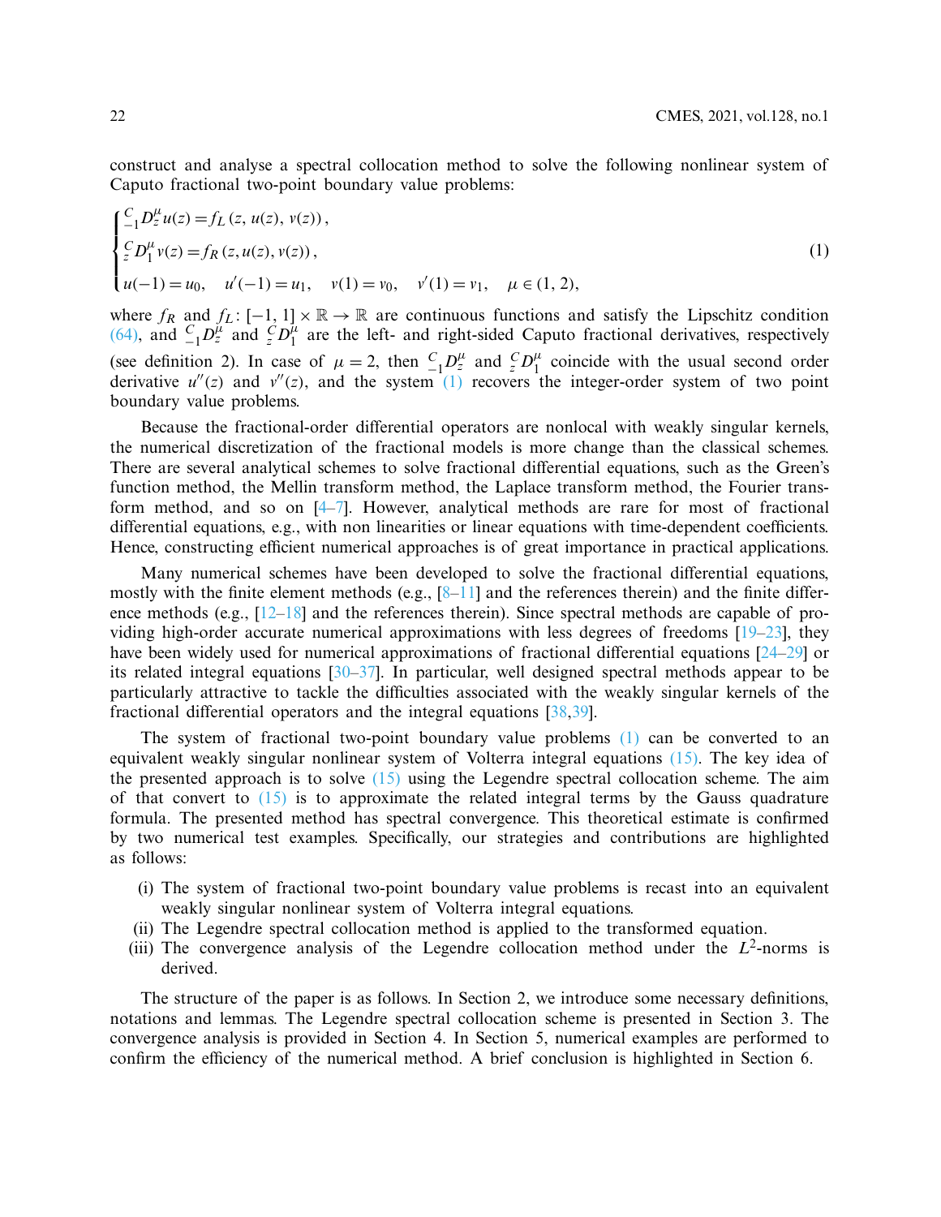construct and analyse a spectral collocation method to solve the following nonlinear system of Caputo fractional two-point boundary value problems:

$$
\begin{cases}
{}_{-1}^{\;C}D_z^{\mu} u(z) = f_L\left(z, u(z), v(z)\right), \\
{}_{z}^{C}D_1^{\mu} v(z) = f_R\left(z, u(z), v(z)\right), \\
u(-1) = u_0, \quad u'(-1) = u_1, \quad v(1) = v_0, \quad v'(1) = v_1, \quad \mu \in (1, 2),
\end{cases}
\tag{1}
$$

where $f_R$ and $f_L \colon [-1, 1] \times \mathbb{R} \to \mathbb{R}$ are continuous functions and satisfy the Lipschitz condition (64), and ${}_{-1}^{\;C}D_z^{\mu}$ and ${}_{z}^{C}D_1^{\mu}$ are the left- and right-sided Caputo fractional derivatives, respectively (see definition 2). In case of $\mu = 2$, then ${}_{-1}^{\;C}D_z^{\mu}$ and ${}_{z}^{C}D_1^{\mu}$ coincide with the usual second order derivative $u''(z)$ and $v''(z)$, and the system (1) recovers the integer-order system of two point boundary value problems.

Because the fractional-order differential operators are nonlocal with weakly singular kernels, the numerical discretization of the fractional models is more change than the classical schemes. There are several analytical schemes to solve fractional differential equations, such as the Green's function method, the Mellin transform method, the Laplace transform method, the Fourier transform method, and so on [4–7]. However, analytical methods are rare for most of fractional differential equations, e.g., with non linearities or linear equations with time-dependent coefficients. Hence, constructing efficient numerical approaches is of great importance in practical applications.

Many numerical schemes have been developed to solve the fractional differential equations, mostly with the finite element methods (e.g., [8–11] and the references therein) and the finite difference methods (e.g., [12–18] and the references therein). Since spectral methods are capable of providing high-order accurate numerical approximations with less degrees of freedoms [19–23], they have been widely used for numerical approximations of fractional differential equations [24–29] or its related integral equations [30–37]. In particular, well designed spectral methods appear to be particularly attractive to tackle the difficulties associated with the weakly singular kernels of the fractional differential operators and the integral equations [38,39].

The system of fractional two-point boundary value problems (1) can be converted to an equivalent weakly singular nonlinear system of Volterra integral equations (15). The key idea of the presented approach is to solve (15) using the Legendre spectral collocation scheme. The aim of that convert to (15) is to approximate the related integral terms by the Gauss quadrature formula. The presented method has spectral convergence. This theoretical estimate is confirmed by two numerical test examples. Specifically, our strategies and contributions are highlighted as follows:

(i) The system of fractional two-point boundary value problems is recast into an equivalent weakly singular nonlinear system of Volterra integral equations.
(ii) The Legendre spectral collocation method is applied to the transformed equation.
(iii) The convergence analysis of the Legendre collocation method under the $L^2$-norms is derived.

The structure of the paper is as follows. In Section 2, we introduce some necessary definitions, notations and lemmas. The Legendre spectral collocation scheme is presented in Section 3. The convergence analysis is provided in Section 4. In Section 5, numerical examples are performed to confirm the efficiency of the numerical method. A brief conclusion is highlighted in Section 6.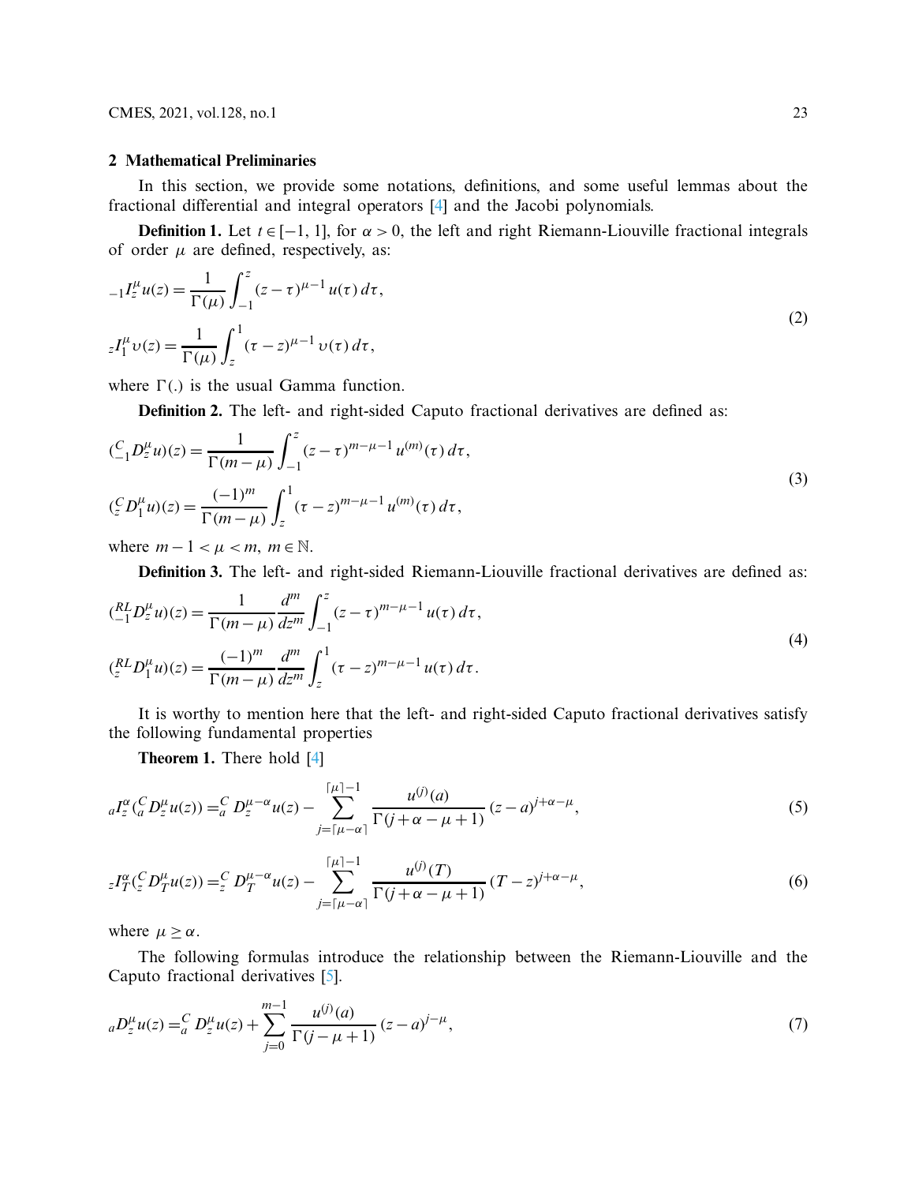## 2 Mathematical Preliminaries

In this section, we provide some notations, definitions, and some useful lemmas about the fractional differential and integral operators [4] and the Jacobi polynomials.

**Definition 1.** Let $t \in [-1, 1]$, for $\alpha > 0$, the left and right Riemann-Liouville fractional integrals of order $\mu$ are defined, respectively, as:

$$
\begin{aligned}
{}_{-1}I_z^{\mu} u(z) &= \frac{1}{\Gamma(\mu)} \int_{-1}^{z} (z-\tau)^{\mu-1}\, u(\tau)\, d\tau, \\
{}_{z}I_1^{\mu} \upsilon(z) &= \frac{1}{\Gamma(\mu)} \int_{z}^{1} (\tau-z)^{\mu-1}\, \upsilon(\tau)\, d\tau,
\end{aligned}
\tag{2}
$$

where $\Gamma(.)$ is the usual Gamma function.

**Definition 2.** The left- and right-sided Caputo fractional derivatives are defined as:

$$
\begin{aligned}
({}_{-1}^{C}D_z^{\mu} u)(z) &= \frac{1}{\Gamma(m-\mu)} \int_{-1}^{z} (z-\tau)^{m-\mu-1}\, u^{(m)}(\tau)\, d\tau, \\
({}_{z}^{C}D_1^{\mu} u)(z) &= \frac{(-1)^m}{\Gamma(m-\mu)} \int_{z}^{1} (\tau-z)^{m-\mu-1}\, u^{(m)}(\tau)\, d\tau,
\end{aligned}
\tag{3}
$$

where $m-1 < \mu < m,\ m \in \mathbb{N}$.

**Definition 3.** The left- and right-sided Riemann-Liouville fractional derivatives are defined as:

$$
\begin{aligned}
({}_{-1}^{RL}D_z^{\mu} u)(z) &= \frac{1}{\Gamma(m-\mu)} \frac{d^m}{dz^m} \int_{-1}^{z} (z-\tau)^{m-\mu-1}\, u(\tau)\, d\tau, \\
({}_{z}^{RL}D_1^{\mu} u)(z) &= \frac{(-1)^m}{\Gamma(m-\mu)} \frac{d^m}{dz^m} \int_{z}^{1} (\tau-z)^{m-\mu-1}\, u(\tau)\, d\tau.
\end{aligned}
\tag{4}
$$

It is worthy to mention here that the left- and right-sided Caputo fractional derivatives satisfy the following fundamental properties

**Theorem 1.** There hold [4]

$$
{}_{a}I_z^{\alpha}({}_{a}^{C}D_z^{\mu} u(z)) = {}_{a}^{C}D_z^{\mu-\alpha} u(z) - \sum_{j=\lceil \mu-\alpha \rceil}^{\lceil \mu \rceil - 1} \frac{u^{(j)}(a)}{\Gamma(j+\alpha-\mu+1)}\, (z-a)^{j+\alpha-\mu},
\tag{5}
$$

$$
{}_{z}I_T^{\alpha}({}_{z}^{C}D_T^{\mu} u(z)) = {}_{z}^{C}D_T^{\mu-\alpha} u(z) - \sum_{j=\lceil \mu-\alpha \rceil}^{\lceil \mu \rceil - 1} \frac{u^{(j)}(T)}{\Gamma(j+\alpha-\mu+1)}\, (T-z)^{j+\alpha-\mu},
\tag{6}
$$

where $\mu \geq \alpha$.

The following formulas introduce the relationship between the Riemann-Liouville and the Caputo fractional derivatives [5].

$$
{}_{a}D_z^{\mu} u(z) = {}_{a}^{C}D_z^{\mu} u(z) + \sum_{j=0}^{m-1} \frac{u^{(j)}(a)}{\Gamma(j-\mu+1)}\, (z-a)^{j-\mu},
\tag{7}
$$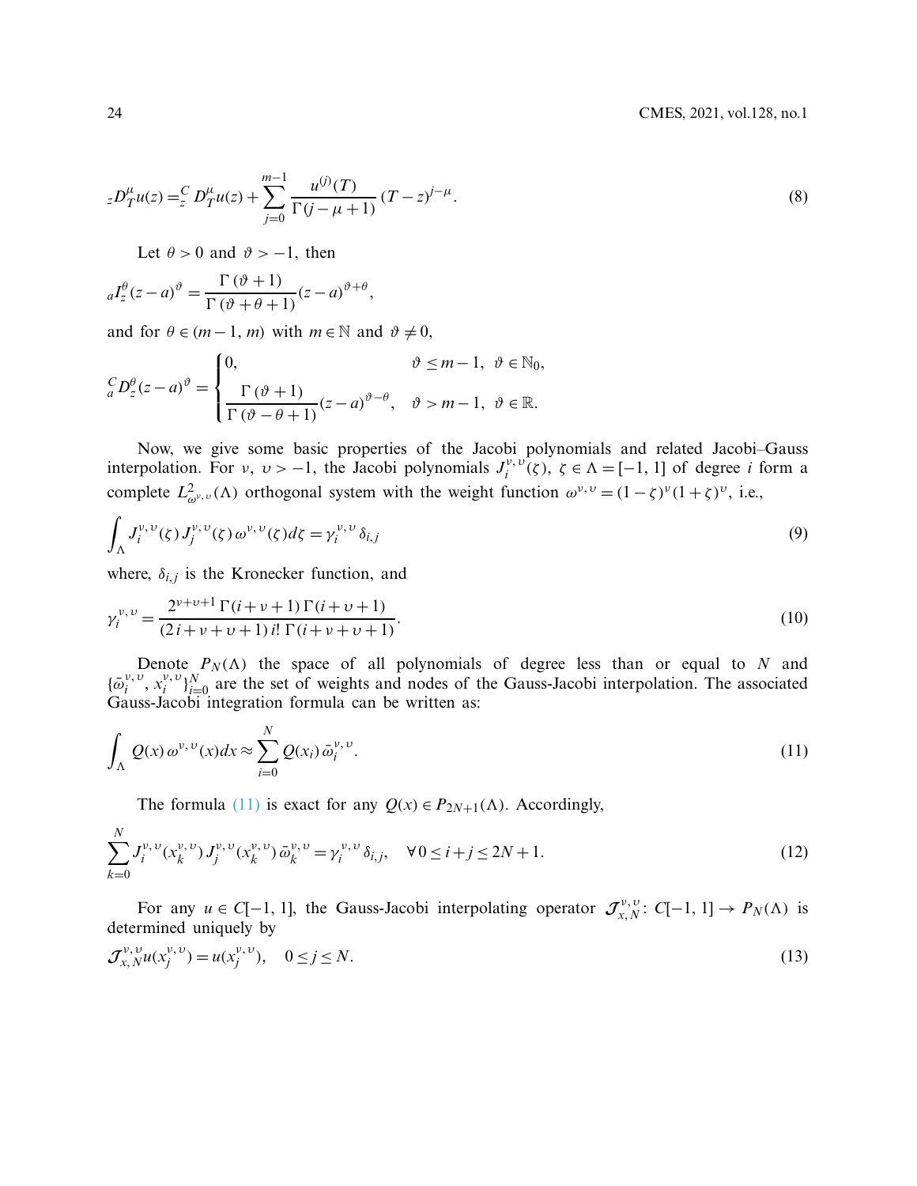$$
{}_{z}D_{T}^{\mu}u(z) = {}_{z}^{C}D_{T}^{\mu}u(z) + \sum_{j=0}^{m-1} \frac{u^{(j)}(T)}{\Gamma(j-\mu+1)} (T-z)^{j-\mu}. \tag{8}
$$

Let $\theta > 0$ and $\vartheta > -1$, then

$$
{}_{a}I_{z}^{\theta}(z-a)^{\vartheta} = \frac{\Gamma(\vartheta+1)}{\Gamma(\vartheta+\theta+1)}(z-a)^{\vartheta+\theta},
$$

and for $\theta \in (m-1, m)$ with $m \in \mathbb{N}$ and $\vartheta \neq 0$,

$$
{}_{a}^{C}D_{z}^{\theta}(z-a)^{\vartheta} = \begin{cases} 0, & \vartheta \leq m-1, \ \vartheta \in \mathbb{N}_0, \\ \dfrac{\Gamma(\vartheta+1)}{\Gamma(\vartheta-\theta+1)}(z-a)^{\vartheta-\theta}, & \vartheta > m-1, \ \vartheta \in \mathbb{R}. \end{cases}
$$

Now, we give some basic properties of the Jacobi polynomials and related Jacobi–Gauss interpolation. For $\nu, \upsilon > -1$, the Jacobi polynomials $J_i^{\nu,\upsilon}(\zeta)$, $\zeta \in \Lambda = [-1, 1]$ of degree $i$ form a complete $L^2_{\omega^{\nu,\upsilon}}(\Lambda)$ orthogonal system with the weight function $\omega^{\nu,\upsilon} = (1-\zeta)^{\nu}(1+\zeta)^{\upsilon}$, i.e.,

$$
\int_{\Lambda} J_i^{\nu,\upsilon}(\zeta)\, J_j^{\nu,\upsilon}(\zeta)\, \omega^{\nu,\upsilon}(\zeta) d\zeta = \gamma_i^{\nu,\upsilon}\, \delta_{i,j} \tag{9}
$$

where, $\delta_{i,j}$ is the Kronecker function, and

$$
\gamma_i^{\nu,\upsilon} = \frac{2^{\nu+\upsilon+1}\,\Gamma(i+\nu+1)\,\Gamma(i+\upsilon+1)}{(2i+\nu+\upsilon+1)\, i!\, \Gamma(i+\nu+\upsilon+1)}. \tag{10}
$$

Denote $P_N(\Lambda)$ the space of all polynomials of degree less than or equal to $N$ and $\{\bar{\omega}_i^{\nu,\upsilon}, x_i^{\nu,\upsilon}\}_{i=0}^{N}$ are the set of weights and nodes of the Gauss-Jacobi interpolation. The associated Gauss-Jacobi integration formula can be written as:

$$
\int_{\Lambda} Q(x)\, \omega^{\nu,\upsilon}(x) dx \approx \sum_{i=0}^{N} Q(x_i)\, \bar{\omega}_i^{\nu,\upsilon}. \tag{11}
$$

The formula (11) is exact for any $Q(x) \in P_{2N+1}(\Lambda)$. Accordingly,

$$
\sum_{k=0}^{N} J_i^{\nu,\upsilon}(x_k^{\nu,\upsilon})\, J_j^{\nu,\upsilon}(x_k^{\nu,\upsilon})\, \bar{\omega}_k^{\nu,\upsilon} = \gamma_i^{\nu,\upsilon}\, \delta_{i,j}, \quad \forall\, 0 \leq i+j \leq 2N+1. \tag{12}
$$

For any $u \in C[-1, 1]$, the Gauss-Jacobi interpolating operator $\mathcal{J}_{x,N}^{\nu,\upsilon}: C[-1, 1] \to P_N(\Lambda)$ is determined uniquely by

$$
\mathcal{J}_{x,N}^{\nu,\upsilon} u(x_j^{\nu,\upsilon}) = u(x_j^{\nu,\upsilon}), \quad 0 \leq j \leq N. \tag{13}
$$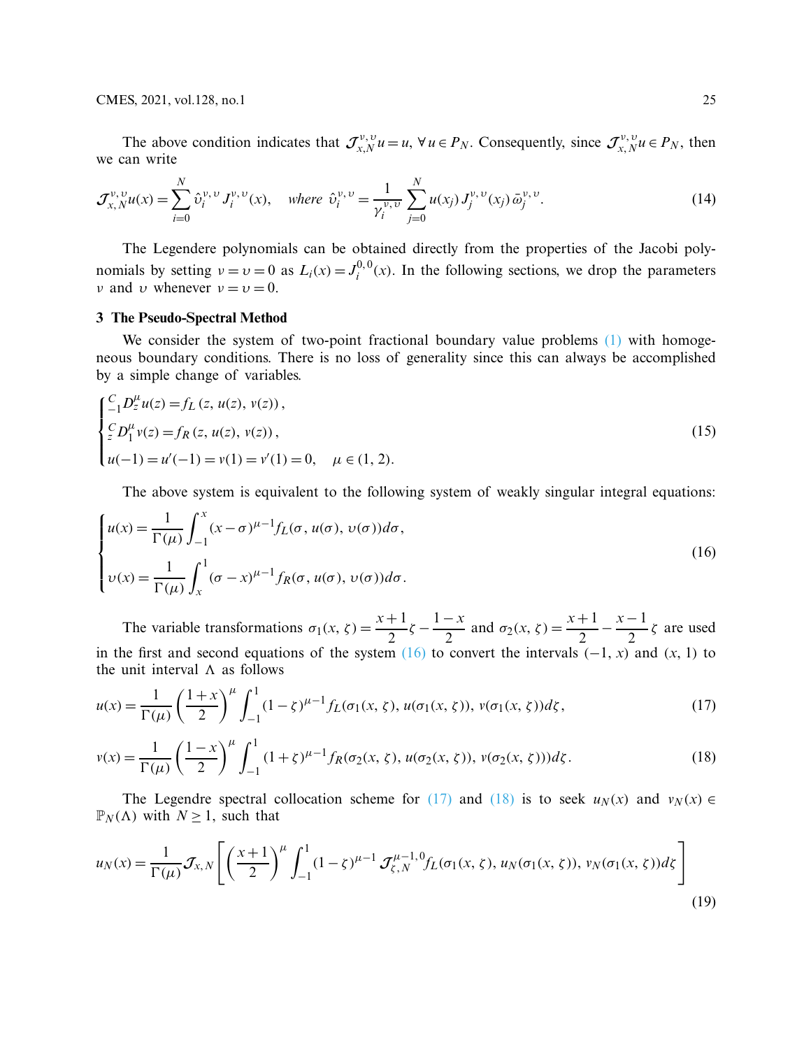The above condition indicates that $\mathcal{J}_{x,N}^{\nu,\upsilon} u = u$, $\forall\, u \in P_N$. Consequently, since $\mathcal{J}_{x,N}^{\nu,\upsilon} u \in P_N$, then we can write

$$\mathcal{J}_{x,N}^{\nu,\upsilon} u(x) = \sum_{i=0}^{N} \hat{\upsilon}_i^{\nu,\upsilon} J_i^{\nu,\upsilon}(x), \quad \textit{where } \hat{\upsilon}_i^{\nu,\upsilon} = \frac{1}{\gamma_i^{\nu,\upsilon}} \sum_{j=0}^{N} u(x_j)\, J_j^{\nu,\upsilon}(x_j)\, \bar{\omega}_j^{\nu,\upsilon}. \tag{14}$$

The Legendere polynomials can be obtained directly from the properties of the Jacobi polynomials by setting $\nu = \upsilon = 0$ as $L_i(x) = J_i^{0,0}(x)$. In the following sections, we drop the parameters $\nu$ and $\upsilon$ whenever $\nu = \upsilon = 0$.

## 3 The Pseudo-Spectral Method

We consider the system of two-point fractional boundary value problems (1) with homogeneous boundary conditions. There is no loss of generality since this can always be accomplished by a simple change of variables.

$$\begin{cases} {}_{-1}^{C}D_z^{\mu} u(z) = f_L\left(z,\, u(z),\, v(z)\right), \\ {}_{z}^{C}D_1^{\mu} v(z) = f_R\left(z,\, u(z),\, v(z)\right), \\ u(-1) = u'(-1) = v(1) = v'(1) = 0, \quad \mu \in (1,\, 2). \end{cases} \tag{15}$$

The above system is equivalent to the following system of weakly singular integral equations:

$$\begin{cases} u(x) = \dfrac{1}{\Gamma(\mu)} \displaystyle\int_{-1}^{x} (x-\sigma)^{\mu-1} f_L(\sigma,\, u(\sigma),\, \upsilon(\sigma))\, d\sigma, \\ \upsilon(x) = \dfrac{1}{\Gamma(\mu)} \displaystyle\int_{x}^{1} (\sigma - x)^{\mu-1} f_R(\sigma,\, u(\sigma),\, \upsilon(\sigma))\, d\sigma. \end{cases} \tag{16}$$

The variable transformations $\sigma_1(x,\zeta) = \dfrac{x+1}{2}\zeta - \dfrac{1-x}{2}$ and $\sigma_2(x,\zeta) = \dfrac{x+1}{2} - \dfrac{x-1}{2}\zeta$ are used in the first and second equations of the system (16) to convert the intervals $(-1, x)$ and $(x, 1)$ to the unit interval $\Lambda$ as follows

$$u(x) = \frac{1}{\Gamma(\mu)} \left(\frac{1+x}{2}\right)^{\mu} \int_{-1}^{1} (1-\zeta)^{\mu-1} f_L(\sigma_1(x,\zeta),\, u(\sigma_1(x,\zeta)),\, v(\sigma_1(x,\zeta))\, d\zeta, \tag{17}$$

$$v(x) = \frac{1}{\Gamma(\mu)} \left(\frac{1-x}{2}\right)^{\mu} \int_{-1}^{1} (1+\zeta)^{\mu-1} f_R(\sigma_2(x,\zeta),\, u(\sigma_2(x,\zeta)),\, v(\sigma_2(x,\zeta)))\, d\zeta. \tag{18}$$

The Legendre spectral collocation scheme for (17) and (18) is to seek $u_N(x)$ and $v_N(x) \in \mathbb{P}_N(\Lambda)$ with $N \geq 1$, such that

$$u_N(x) = \frac{1}{\Gamma(\mu)} \mathcal{J}_{x,N} \left[ \left(\frac{x+1}{2}\right)^{\mu} \int_{-1}^{1} (1-\zeta)^{\mu-1}\, \mathcal{J}_{\zeta,N}^{\mu-1,0} f_L(\sigma_1(x,\zeta),\, u_N(\sigma_1(x,\zeta)),\, v_N(\sigma_1(x,\zeta))\, d\zeta \right] \tag{19}$$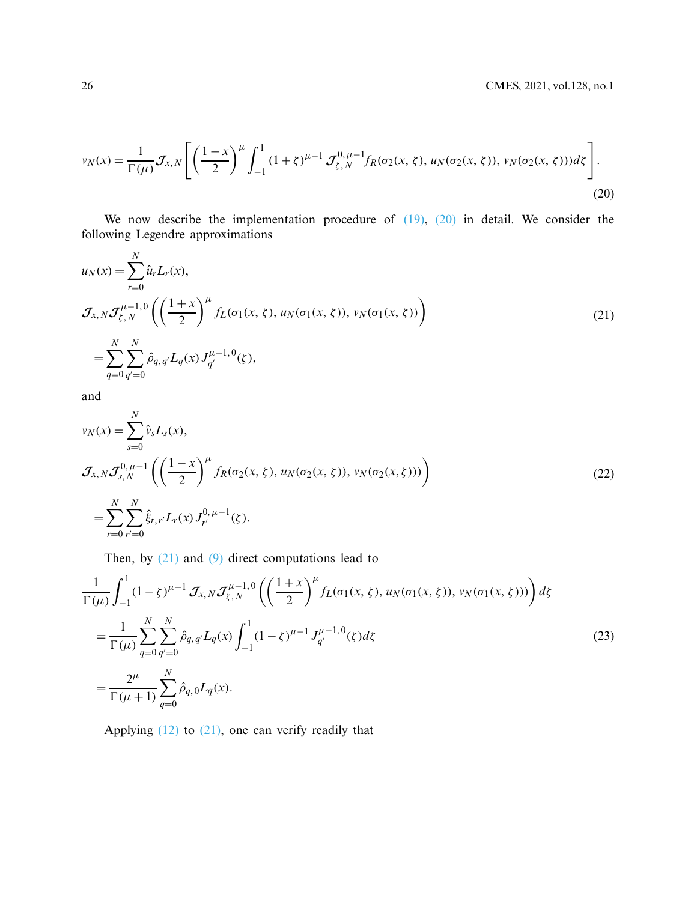$$v_N(x) = \frac{1}{\Gamma(\mu)} \mathcal{J}_{x,N} \left[ \left( \frac{1-x}{2} \right)^{\mu} \int_{-1}^{1} (1+\zeta)^{\mu-1} \mathcal{J}_{\zeta,N}^{0,\mu-1} f_R(\sigma_2(x,\zeta), u_N(\sigma_2(x,\zeta)), v_N(\sigma_2(x,\zeta))) d\zeta \right]. \tag{20}$$

We now describe the implementation procedure of (19), (20) in detail. We consider the following Legendre approximations

$$\begin{aligned}
&u_N(x) = \sum_{r=0}^{N} \hat{u}_r L_r(x), \\
&\mathcal{J}_{x,N} \mathcal{J}_{\zeta,N}^{\mu-1,0} \left( \left( \frac{1+x}{2} \right)^{\mu} f_L(\sigma_1(x,\zeta), u_N(\sigma_1(x,\zeta)), v_N(\sigma_1(x,\zeta))) \right) \\
&= \sum_{q=0}^{N} \sum_{q'=0}^{N} \hat{\rho}_{q,q'} L_q(x) J_{q'}^{\mu-1,0}(\zeta),
\end{aligned} \tag{21}$$

and

$$\begin{aligned}
&v_N(x) = \sum_{s=0}^{N} \hat{v}_s L_s(x), \\
&\mathcal{J}_{x,N} \mathcal{J}_{s,N}^{0,\mu-1} \left( \left( \frac{1-x}{2} \right)^{\mu} f_R(\sigma_2(x,\zeta), u_N(\sigma_2(x,\zeta)), v_N(\sigma_2(x,\zeta))) \right) \\
&= \sum_{r=0}^{N} \sum_{r'=0}^{N} \hat{\xi}_{r,r'} L_r(x) J_{r'}^{0,\mu-1}(\zeta).
\end{aligned} \tag{22}$$

Then, by (21) and (9) direct computations lead to

$$\begin{aligned}
&\frac{1}{\Gamma(\mu)} \int_{-1}^{1} (1-\zeta)^{\mu-1} \mathcal{J}_{x,N} \mathcal{J}_{\zeta,N}^{\mu-1,0} \left( \left( \frac{1+x}{2} \right)^{\mu} f_L(\sigma_1(x,\zeta), u_N(\sigma_1(x,\zeta)), v_N(\sigma_1(x,\zeta))) \right) d\zeta \\
&= \frac{1}{\Gamma(\mu)} \sum_{q=0}^{N} \sum_{q'=0}^{N} \hat{\rho}_{q,q'} L_q(x) \int_{-1}^{1} (1-\zeta)^{\mu-1} J_{q'}^{\mu-1,0}(\zeta) d\zeta \\
&= \frac{2^{\mu}}{\Gamma(\mu+1)} \sum_{q=0}^{N} \hat{\rho}_{q,0} L_q(x).
\end{aligned} \tag{23}$$

Applying (12) to (21), one can verify readily that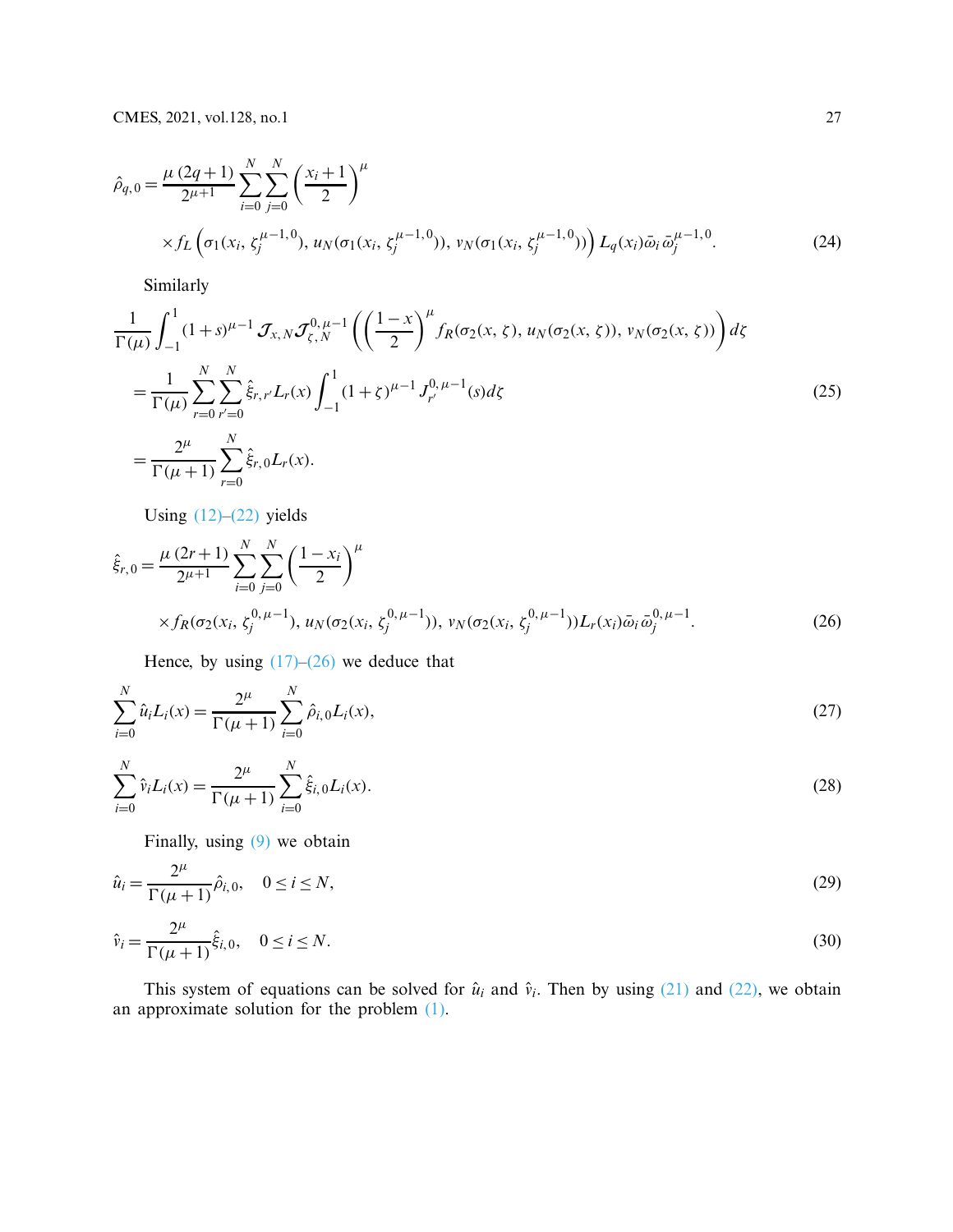$$\hat{\rho}_{q,0} = \frac{\mu\,(2q+1)}{2^{\mu+1}} \sum_{i=0}^{N} \sum_{j=0}^{N} \left(\frac{x_i+1}{2}\right)^{\mu}$$

$$\times f_L\left(\sigma_1(x_i,\,\zeta_j^{\mu-1,0}),\, u_N(\sigma_1(x_i,\,\zeta_j^{\mu-1,0})),\, v_N(\sigma_1(x_i,\,\zeta_j^{\mu-1,0}))\right) L_q(x_i)\bar{\omega}_i\,\bar{\omega}_j^{\mu-1,0}. \tag{24}$$

Similarly

$$\begin{aligned}
&\frac{1}{\Gamma(\mu)} \int_{-1}^{1} (1+s)^{\mu-1}\, \mathcal{J}_{x,N} \mathcal{J}_{\zeta,N}^{0,\mu-1}\left(\left(\frac{1-x}{2}\right)^{\mu} f_R(\sigma_2(x,\,\zeta),\, u_N(\sigma_2(x,\,\zeta)),\, v_N(\sigma_2(x,\,\zeta))\right) d\zeta \\
&= \frac{1}{\Gamma(\mu)} \sum_{r=0}^{N} \sum_{r'=0}^{N} \hat{\xi}_{r,r'} L_r(x) \int_{-1}^{1} (1+\zeta)^{\mu-1} J_{r'}^{0,\mu-1}(s) d\zeta \\
&= \frac{2^{\mu}}{\Gamma(\mu+1)} \sum_{r=0}^{N} \hat{\xi}_{r,0} L_r(x).
\end{aligned} \tag{25}$$

Using (12)–(22) yields

$$\hat{\xi}_{r,0} = \frac{\mu\,(2r+1)}{2^{\mu+1}} \sum_{i=0}^{N} \sum_{j=0}^{N} \left(\frac{1-x_i}{2}\right)^{\mu}$$

$$\times f_R(\sigma_2(x_i,\,\zeta_j^{0,\mu-1}),\, u_N(\sigma_2(x_i,\,\zeta_j^{0,\mu-1})),\, v_N(\sigma_2(x_i,\,\zeta_j^{0,\mu-1}))L_r(x_i)\bar{\omega}_i\,\bar{\omega}_j^{0,\mu-1}. \tag{26}$$

Hence, by using (17)–(26) we deduce that

$$\sum_{i=0}^{N} \hat{u}_i L_i(x) = \frac{2^{\mu}}{\Gamma(\mu+1)} \sum_{i=0}^{N} \hat{\rho}_{i,0} L_i(x), \tag{27}$$

$$\sum_{i=0}^{N} \hat{v}_i L_i(x) = \frac{2^{\mu}}{\Gamma(\mu+1)} \sum_{i=0}^{N} \hat{\xi}_{i,0} L_i(x). \tag{28}$$

Finally, using (9) we obtain

$$\hat{u}_i = \frac{2^{\mu}}{\Gamma(\mu+1)} \hat{\rho}_{i,0}, \quad 0 \le i \le N, \tag{29}$$

$$\hat{v}_i = \frac{2^{\mu}}{\Gamma(\mu+1)} \hat{\xi}_{i,0}, \quad 0 \le i \le N. \tag{30}$$

This system of equations can be solved for $\hat{u}_i$ and $\hat{v}_i$. Then by using (21) and (22), we obtain an approximate solution for the problem (1).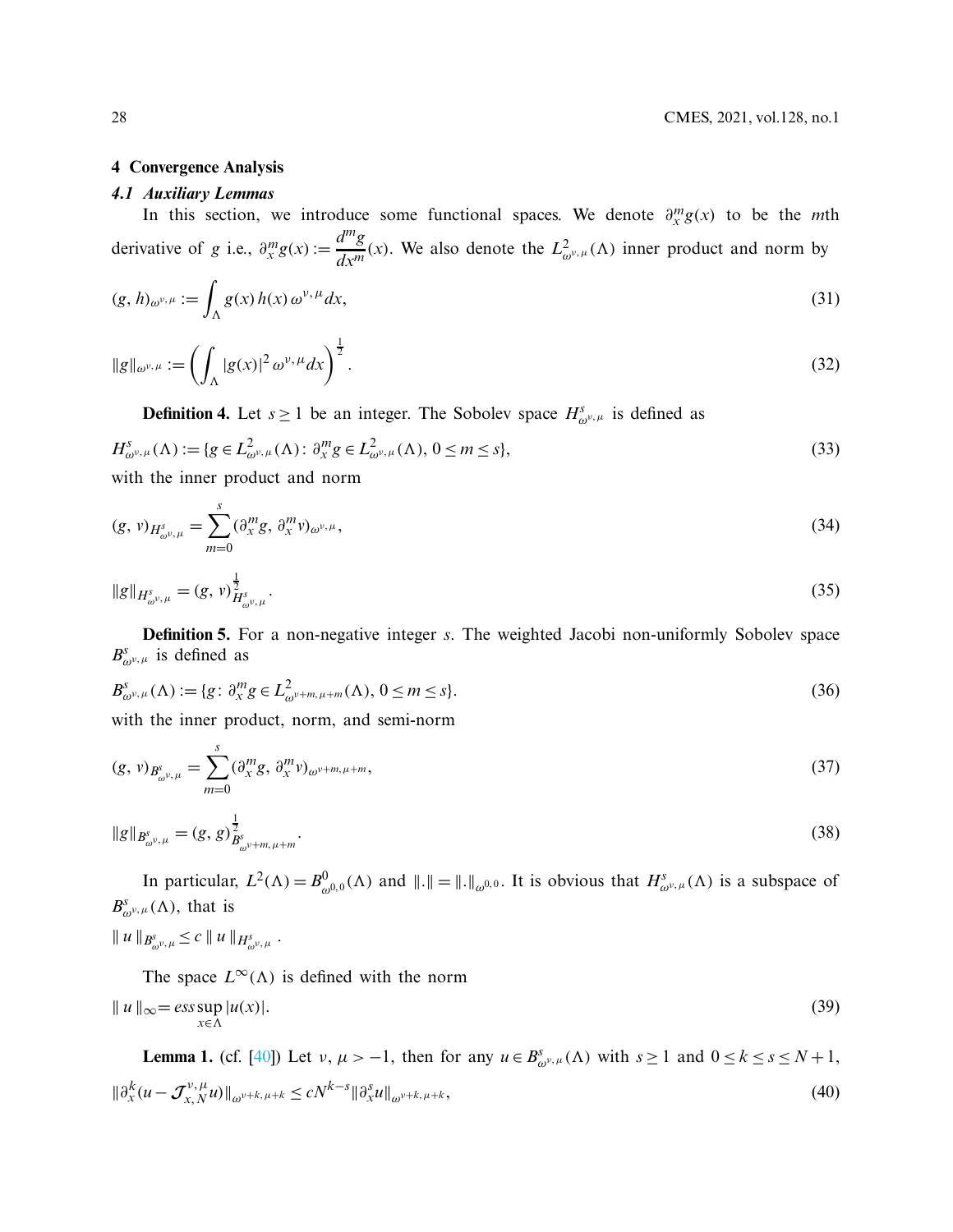## 4 Convergence Analysis

### 4.1 Auxiliary Lemmas

In this section, we introduce some functional spaces. We denote $\partial_x^m g(x)$ to be the $m$th derivative of $g$ i.e., $\partial_x^m g(x) := \frac{d^m g}{dx^m}(x)$. We also denote the $L^2_{\omega^{\nu,\mu}}(\Lambda)$ inner product and norm by

$$(g, h)_{\omega^{\nu,\mu}} := \int_\Lambda g(x)\, h(x)\, \omega^{\nu,\mu} dx, \tag{31}$$

$$\|g\|_{\omega^{\nu,\mu}} := \left( \int_\Lambda |g(x)|^2 \,\omega^{\nu,\mu} dx \right)^{\frac{1}{2}}. \tag{32}$$

**Definition 4.** Let $s \geq 1$ be an integer. The Sobolev space $H^s_{\omega^{\nu,\mu}}$ is defined as

$$H^s_{\omega^{\nu,\mu}}(\Lambda) := \{g \in L^2_{\omega^{\nu,\mu}}(\Lambda) \colon \partial_x^m g \in L^2_{\omega^{\nu,\mu}}(\Lambda),\ 0 \leq m \leq s\}, \tag{33}$$

with the inner product and norm

$$(g, v)_{H^s_{\omega^{\nu,\mu}}} = \sum_{m=0}^{s} (\partial_x^m g, \partial_x^m v)_{\omega^{\nu,\mu}}, \tag{34}$$

$$\|g\|_{H^s_{\omega^{\nu,\mu}}} = (g, v)^{\frac{1}{2}}_{H^s_{\omega^{\nu,\mu}}}. \tag{35}$$

**Definition 5.** For a non-negative integer $s$. The weighted Jacobi non-uniformly Sobolev space $B^s_{\omega^{\nu,\mu}}$ is defined as

$$B^s_{\omega^{\nu,\mu}}(\Lambda) := \{g \colon \partial_x^m g \in L^2_{\omega^{\nu+m,\mu+m}}(\Lambda),\ 0 \leq m \leq s\}. \tag{36}$$

with the inner product, norm, and semi-norm

$$(g, v)_{B^s_{\omega^{\nu,\mu}}} = \sum_{m=0}^{s} (\partial_x^m g, \partial_x^m v)_{\omega^{\nu+m,\mu+m}}, \tag{37}$$

$$\|g\|_{B^s_{\omega^{\nu,\mu}}} = (g, g)^{\frac{1}{2}}_{B^s_{\omega^{\nu+m,\mu+m}}}. \tag{38}$$

In particular, $L^2(\Lambda) = B^0_{\omega^{0,0}}(\Lambda)$ and $\|.\| = \|.\|_{\omega^{0,0}}$. It is obvious that $H^s_{\omega^{\nu,\mu}}(\Lambda)$ is a subspace of $B^s_{\omega^{\nu,\mu}}(\Lambda)$, that is

$\| u \|_{B^s_{\omega^{\nu,\mu}}} \leq c \| u \|_{H^s_{\omega^{\nu,\mu}}}$ .

The space $L^\infty(\Lambda)$ is defined with the norm

$$\| u \|_\infty = ess \sup_{x \in \Lambda} |u(x)|. \tag{39}$$

**Lemma 1.** (cf. [40]) Let $\nu, \mu > -1$, then for any $u \in B^s_{\omega^{\nu,\mu}}(\Lambda)$ with $s \geq 1$ and $0 \leq k \leq s \leq N+1$,

$$\|\partial_x^k (u - \mathcal{J}^{\nu,\mu}_{x,N} u)\|_{\omega^{\nu+k,\mu+k}} \leq c N^{k-s} \|\partial_x^s u\|_{\omega^{\nu+k,\mu+k}}, \tag{40}$$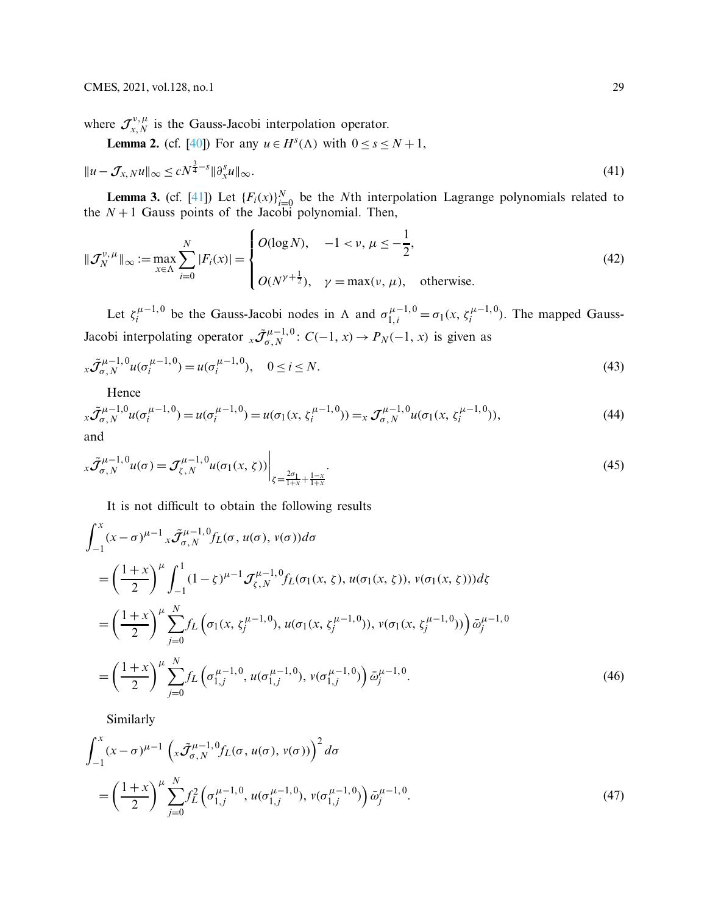where $\mathcal{J}_{x,N}^{\nu,\mu}$ is the Gauss-Jacobi interpolation operator.

**Lemma 2.** (cf. [40]) For any $u \in H^s(\Lambda)$ with $0 \le s \le N+1$,

$$\|u - \mathcal{J}_{x,N}u\|_\infty \le cN^{\frac{3}{4}-s}\|\partial_x^s u\|_\infty. \tag{41}$$

**Lemma 3.** (cf. [41]) Let $\{F_i(x)\}_{i=0}^N$ be the $N$th interpolation Lagrange polynomials related to the $N+1$ Gauss points of the Jacobi polynomial. Then,

$$\|\mathcal{J}_N^{\nu,\mu}\|_\infty := \max_{x\in\Lambda}\sum_{i=0}^{N}|F_i(x)| = \begin{cases} O(\log N), & -1 < \nu,\, \mu \le -\dfrac{1}{2}, \\[2ex] O(N^{\gamma+\frac{1}{2}}), & \gamma = \max(\nu,\mu), \quad \text{otherwise.} \end{cases} \tag{42}$$

Let $\zeta_i^{\mu-1,0}$ be the Gauss-Jacobi nodes in $\Lambda$ and $\sigma_{1,i}^{\mu-1,0} = \sigma_1(x, \zeta_i^{\mu-1,0})$. The mapped Gauss-Jacobi interpolating operator ${}_x\tilde{\mathcal{J}}_{\sigma,N}^{\mu-1,0}$: $C(-1,x) \to P_N(-1,x)$ is given as

$${}_x\tilde{\mathcal{J}}_{\sigma,N}^{\mu-1,0}u(\sigma_i^{\mu-1,0}) = u(\sigma_i^{\mu-1,0}), \quad 0 \le i \le N. \tag{43}$$

Hence

$${}_x\tilde{\mathcal{J}}_{\sigma,N}^{\mu-1,0}u(\sigma_i^{\mu-1,0}) = u(\sigma_i^{\mu-1,0}) = u(\sigma_1(x,\zeta_i^{\mu-1,0})) = {}_x\mathcal{J}_{\sigma,N}^{\mu-1,0}u(\sigma_1(x,\zeta_i^{\mu-1,0})), \tag{44}$$

and

$${}_x\tilde{\mathcal{J}}_{\sigma,N}^{\mu-1,0}u(\sigma) = \mathcal{J}_{\zeta,N}^{\mu-1,0}u(\sigma_1(x,\zeta))\Big|_{\zeta=\frac{2\sigma_1}{1+x}+\frac{1-x}{1+x}}. \tag{45}$$

It is not difficult to obtain the following results

$$\begin{aligned}
&\int_{-1}^{x}(x-\sigma)^{\mu-1}\,{}_x\tilde{\mathcal{J}}_{\sigma,N}^{\mu-1,0}f_L(\sigma,u(\sigma),v(\sigma))d\sigma \\
&= \left(\frac{1+x}{2}\right)^{\mu}\int_{-1}^{1}(1-\zeta)^{\mu-1}\mathcal{J}_{\zeta,N}^{\mu-1,0}f_L(\sigma_1(x,\zeta),u(\sigma_1(x,\zeta)),v(\sigma_1(x,\zeta)))d\zeta \\
&= \left(\frac{1+x}{2}\right)^{\mu}\sum_{j=0}^{N}f_L\left(\sigma_1(x,\zeta_j^{\mu-1,0}),u(\sigma_1(x,\zeta_j^{\mu-1,0})),v(\sigma_1(x,\zeta_j^{\mu-1,0}))\right)\bar{\omega}_j^{\mu-1,0} \\
&= \left(\frac{1+x}{2}\right)^{\mu}\sum_{j=0}^{N}f_L\left(\sigma_{1,j}^{\mu-1,0},u(\sigma_{1,j}^{\mu-1,0}),v(\sigma_{1,j}^{\mu-1,0})\right)\bar{\omega}_j^{\mu-1,0}.
\end{aligned} \tag{46}$$

Similarly

$$\begin{aligned}
&\int_{-1}^{x}(x-\sigma)^{\mu-1}\left({}_x\tilde{\mathcal{J}}_{\sigma,N}^{\mu-1,0}f_L(\sigma,u(\sigma),v(\sigma))\right)^2 d\sigma \\
&= \left(\frac{1+x}{2}\right)^{\mu}\sum_{j=0}^{N}f_L^2\left(\sigma_{1,j}^{\mu-1,0},u(\sigma_{1,j}^{\mu-1,0}),v(\sigma_{1,j}^{\mu-1,0})\right)\bar{\omega}_j^{\mu-1,0}.
\end{aligned} \tag{47}$$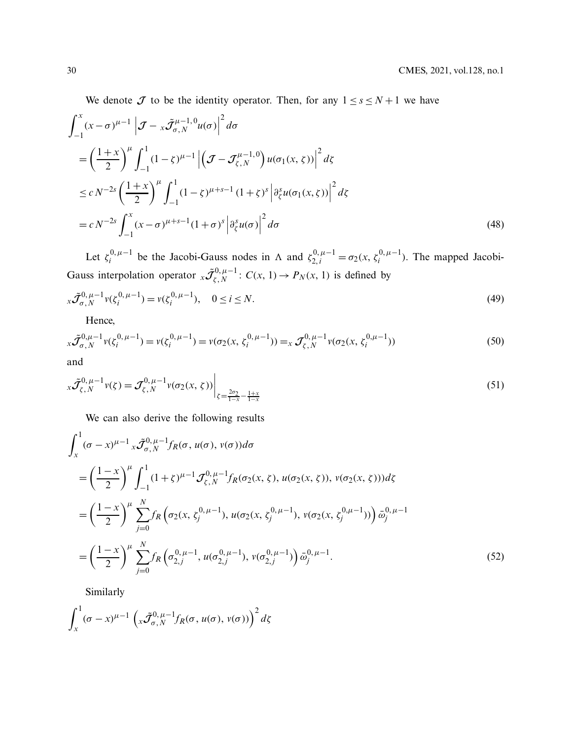We denote $\mathcal{J}$ to be the identity operator. Then, for any $1 \le s \le N+1$ we have

$$
\begin{aligned}
&\int_{-1}^{x} (x-\sigma)^{\mu-1} \left| \mathcal{J} - {}_x\tilde{\mathcal{J}}_{\sigma,N}^{\mu-1,0} u(\sigma) \right|^2 d\sigma \\
&= \left(\frac{1+x}{2}\right)^{\mu} \int_{-1}^{1} (1-\zeta)^{\mu-1} \left| \left(\mathcal{J} - \mathcal{J}_{\zeta,N}^{\mu-1,0}\right) u(\sigma_1(x,\zeta)) \right|^2 d\zeta \\
&\le c\, N^{-2s} \left(\frac{1+x}{2}\right)^{\mu} \int_{-1}^{1} (1-\zeta)^{\mu+s-1} (1+\zeta)^{s} \left| \partial_\zeta^s u(\sigma_1(x,\zeta)) \right|^2 d\zeta \\
&= c\, N^{-2s} \int_{-1}^{x} (x-\sigma)^{\mu+s-1} (1+\sigma)^{s} \left| \partial_\zeta^s u(\sigma) \right|^2 d\sigma
\end{aligned} \tag{48}
$$

Let $\zeta_i^{0,\mu-1}$ be the Jacobi-Gauss nodes in $\Lambda$ and $\zeta_{2,i}^{0,\mu-1} = \sigma_2(x, \zeta_i^{0,\mu-1})$. The mapped Jacobi-Gauss interpolation operator ${}_x\tilde{\mathcal{J}}_{\zeta,N}^{0,\mu-1} : C(x,1) \to P_N(x,1)$ is defined by

$$
{}_x\tilde{\mathcal{J}}_{\sigma,N}^{0,\mu-1} v(\zeta_i^{0,\mu-1}) = v(\zeta_i^{0,\mu-1}), \quad 0 \le i \le N. \tag{49}
$$

Hence,

$$
{}_x\tilde{\mathcal{J}}_{\sigma,N}^{0,\mu-1} v(\zeta_i^{0,\mu-1}) = v(\zeta_i^{0,\mu-1}) = v(\sigma_2(x, \zeta_i^{0,\mu-1})) = {}_x\mathcal{J}_{\zeta,N}^{0,\mu-1} v(\sigma_2(x, \zeta_i^{0,\mu-1})) \tag{50}
$$

and

$$
{}_x\tilde{\mathcal{J}}_{\zeta,N}^{0,\mu-1} v(\zeta) = \mathcal{J}_{\zeta,N}^{0,\mu-1} v(\sigma_2(x,\zeta)) \Big|_{\zeta = \frac{2\sigma_2}{1-x} - \frac{1+x}{1-x}} \tag{51}
$$

We can also derive the following results

$$
\begin{aligned}
&\int_{x}^{1} (\sigma - x)^{\mu-1} \, {}_x\tilde{\mathcal{J}}_{\sigma,N}^{0,\mu-1} f_R(\sigma, u(\sigma), v(\sigma)) d\sigma \\
&= \left(\frac{1-x}{2}\right)^{\mu} \int_{-1}^{1} (1+\zeta)^{\mu-1} \mathcal{J}_{\zeta,N}^{0,\mu-1} f_R(\sigma_2(x,\zeta), u(\sigma_2(x,\zeta)), v(\sigma_2(x,\zeta))) d\zeta \\
&= \left(\frac{1-x}{2}\right)^{\mu} \sum_{j=0}^{N} f_R\left(\sigma_2(x, \zeta_j^{0,\mu-1}), u(\sigma_2(x, \zeta_j^{0,\mu-1})), v(\sigma_2(x, \zeta_j^{0,\mu-1}))\right) \bar{\omega}_j^{0,\mu-1} \\
&= \left(\frac{1-x}{2}\right)^{\mu} \sum_{j=0}^{N} f_R\left(\sigma_{2,j}^{0,\mu-1}, u(\sigma_{2,j}^{0,\mu-1}), v(\sigma_{2,j}^{0,\mu-1})\right) \bar{\omega}_j^{0,\mu-1}.
\end{aligned} \tag{52}
$$

Similarly

$$
\int_{x}^{1} (\sigma - x)^{\mu-1} \left( {}_x\tilde{\mathcal{J}}_{\sigma,N}^{0,\mu-1} f_R(\sigma, u(\sigma), v(\sigma)) \right)^2 d\zeta
$$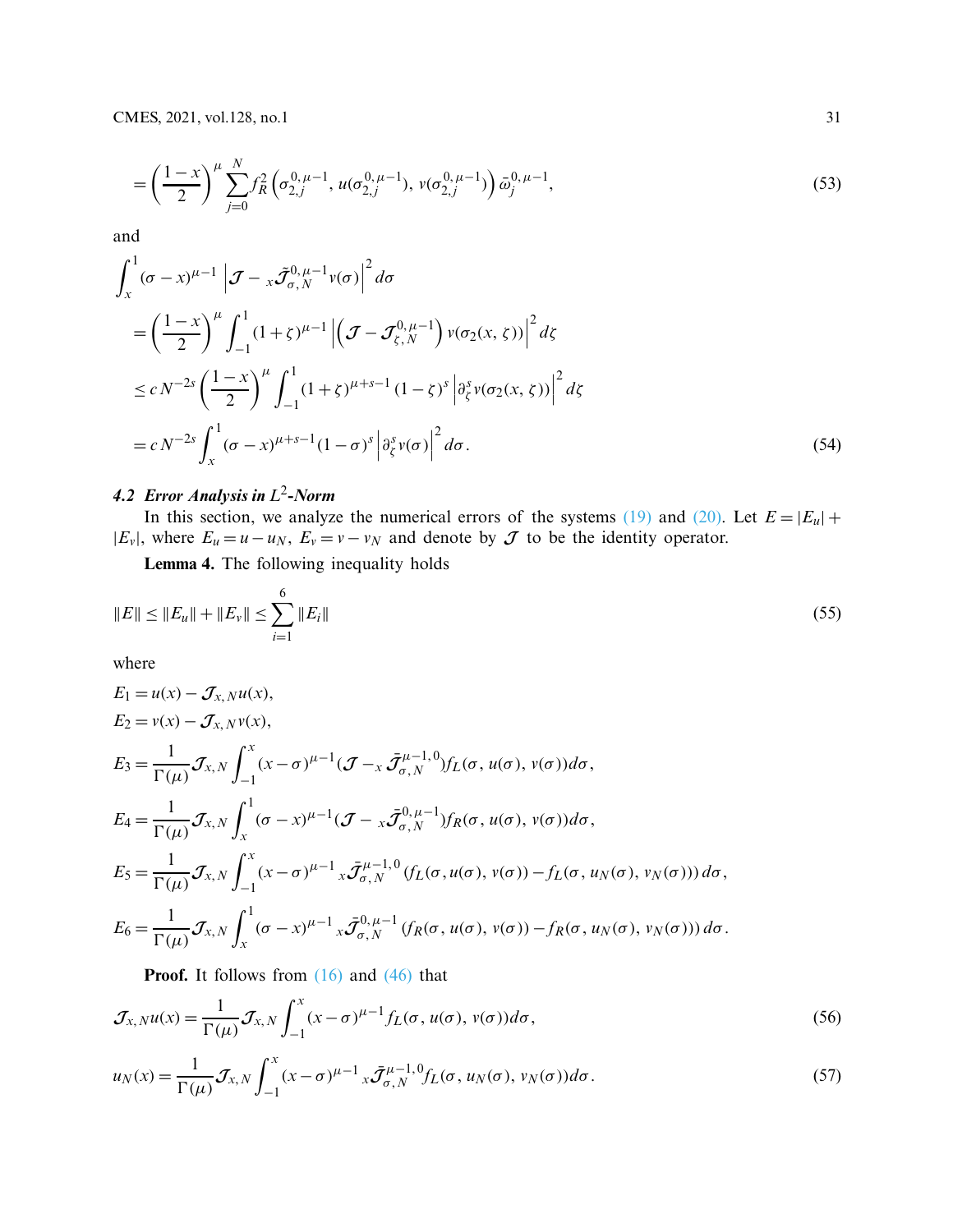$$= \left(\frac{1-x}{2}\right)^{\mu} \sum_{j=0}^{N} f_R^2\left(\sigma_{2,j}^{0,\mu-1}, u(\sigma_{2,j}^{0,\mu-1}), v(\sigma_{2,j}^{0,\mu-1})\right) \bar{\omega}_j^{0,\mu-1}, \tag{53}$$

and

$$\begin{aligned}
&\int_x^1 (\sigma - x)^{\mu-1} \left| \mathcal{J} - {}_x\bar{\mathcal{J}}_{\sigma,N}^{0,\mu-1} v(\sigma) \right|^2 d\sigma \\
&= \left(\frac{1-x}{2}\right)^{\mu} \int_{-1}^{1} (1+\zeta)^{\mu-1} \left| \left(\mathcal{J} - \mathcal{J}_{\zeta,N}^{0,\mu-1}\right) v(\sigma_2(x,\zeta)) \right|^2 d\zeta \\
&\le c\, N^{-2s} \left(\frac{1-x}{2}\right)^{\mu} \int_{-1}^{1} (1+\zeta)^{\mu+s-1} (1-\zeta)^s \left| \partial_\zeta^s v(\sigma_2(x,\zeta)) \right|^2 d\zeta \\
&= c\, N^{-2s} \int_x^1 (\sigma - x)^{\mu+s-1} (1-\sigma)^s \left| \partial_\zeta^s v(\sigma) \right|^2 d\sigma.
\end{aligned} \tag{54}$$

### 4.2 Error Analysis in $L^2$-Norm

In this section, we analyze the numerical errors of the systems (19) and (20). Let $E = |E_u| + |E_v|$, where $E_u = u - u_N$, $E_v = v - v_N$ and denote by $\mathcal{J}$ to be the identity operator.

**Lemma 4.** The following inequality holds

$$\|E\| \le \|E_u\| + \|E_v\| \le \sum_{i=1}^{6} \|E_i\| \tag{55}$$

where

$$\begin{aligned}
E_1 &= u(x) - \mathcal{J}_{x,N} u(x), \\
E_2 &= v(x) - \mathcal{J}_{x,N} v(x), \\
E_3 &= \frac{1}{\Gamma(\mu)} \mathcal{J}_{x,N} \int_{-1}^{x} (x-\sigma)^{\mu-1} (\mathcal{J} - {}_x\bar{\mathcal{J}}_{\sigma,N}^{\mu-1,0}) f_L(\sigma, u(\sigma), v(\sigma)) d\sigma, \\
E_4 &= \frac{1}{\Gamma(\mu)} \mathcal{J}_{x,N} \int_{x}^{1} (\sigma - x)^{\mu-1} (\mathcal{J} - {}_x\bar{\mathcal{J}}_{\sigma,N}^{0,\mu-1}) f_R(\sigma, u(\sigma), v(\sigma)) d\sigma, \\
E_5 &= \frac{1}{\Gamma(\mu)} \mathcal{J}_{x,N} \int_{-1}^{x} (x-\sigma)^{\mu-1}\, {}_x\bar{\mathcal{J}}_{\sigma,N}^{\mu-1,0} \left(f_L(\sigma, u(\sigma), v(\sigma)) - f_L(\sigma, u_N(\sigma), v_N(\sigma))\right) d\sigma, \\
E_6 &= \frac{1}{\Gamma(\mu)} \mathcal{J}_{x,N} \int_{x}^{1} (\sigma - x)^{\mu-1}\, {}_x\bar{\mathcal{J}}_{\sigma,N}^{0,\mu-1} \left(f_R(\sigma, u(\sigma), v(\sigma)) - f_R(\sigma, u_N(\sigma), v_N(\sigma))\right) d\sigma.
\end{aligned}$$

**Proof.** It follows from (16) and (46) that

$$\mathcal{J}_{x,N} u(x) = \frac{1}{\Gamma(\mu)} \mathcal{J}_{x,N} \int_{-1}^{x} (x-\sigma)^{\mu-1} f_L(\sigma, u(\sigma), v(\sigma)) d\sigma, \tag{56}$$

$$u_N(x) = \frac{1}{\Gamma(\mu)} \mathcal{J}_{x,N} \int_{-1}^{x} (x-\sigma)^{\mu-1}\, {}_x\bar{\mathcal{J}}_{\sigma,N}^{\mu-1,0} f_L(\sigma, u_N(\sigma), v_N(\sigma)) d\sigma. \tag{57}$$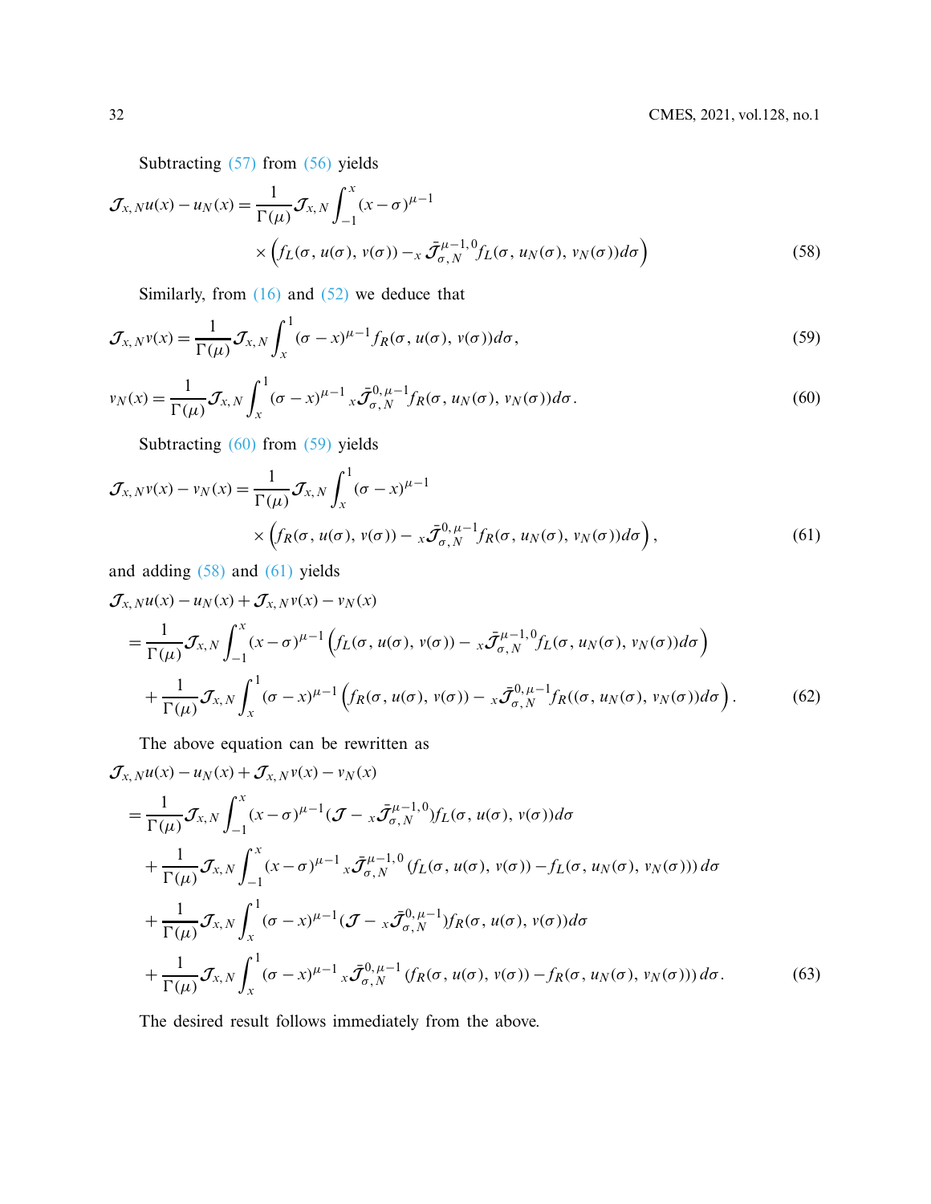Subtracting (57) from (56) yields

$$\mathcal{J}_{x,N}u(x) - u_N(x) = \frac{1}{\Gamma(\mu)}\mathcal{J}_{x,N}\int_{-1}^{x}(x-\sigma)^{\mu-1} \times \Big(f_L(\sigma, u(\sigma), v(\sigma)) - {}_x\bar{\mathcal{J}}_{\sigma,N}^{\mu-1,0} f_L(\sigma, u_N(\sigma), v_N(\sigma))d\sigma\Big) \tag{58}$$

Similarly, from (16) and (52) we deduce that

$$\mathcal{J}_{x,N}v(x) = \frac{1}{\Gamma(\mu)}\mathcal{J}_{x,N}\int_{x}^{1}(\sigma-x)^{\mu-1} f_R(\sigma, u(\sigma), v(\sigma))d\sigma, \tag{59}$$

$$v_N(x) = \frac{1}{\Gamma(\mu)}\mathcal{J}_{x,N}\int_{x}^{1}(\sigma-x)^{\mu-1}\, {}_x\bar{\mathcal{J}}_{\sigma,N}^{0,\mu-1} f_R(\sigma, u_N(\sigma), v_N(\sigma))d\sigma. \tag{60}$$

Subtracting (60) from (59) yields

$$\mathcal{J}_{x,N}v(x) - v_N(x) = \frac{1}{\Gamma(\mu)}\mathcal{J}_{x,N}\int_{x}^{1}(\sigma-x)^{\mu-1} \times \Big(f_R(\sigma, u(\sigma), v(\sigma)) - {}_x\bar{\mathcal{J}}_{\sigma,N}^{0,\mu-1} f_R(\sigma, u_N(\sigma), v_N(\sigma))d\sigma\Big), \tag{61}$$

and adding (58) and (61) yields

$$\begin{aligned}
&\mathcal{J}_{x,N}u(x) - u_N(x) + \mathcal{J}_{x,N}v(x) - v_N(x) \\
&= \frac{1}{\Gamma(\mu)}\mathcal{J}_{x,N}\int_{-1}^{x}(x-\sigma)^{\mu-1}\Big(f_L(\sigma, u(\sigma), v(\sigma)) - {}_x\bar{\mathcal{J}}_{\sigma,N}^{\mu-1,0} f_L(\sigma, u_N(\sigma), v_N(\sigma))d\sigma\Big) \\
&\quad + \frac{1}{\Gamma(\mu)}\mathcal{J}_{x,N}\int_{x}^{1}(\sigma-x)^{\mu-1}\Big(f_R(\sigma, u(\sigma), v(\sigma)) - {}_x\bar{\mathcal{J}}_{\sigma,N}^{0,\mu-1} f_R((\sigma, u_N(\sigma), v_N(\sigma))d\sigma\Big).
\end{aligned} \tag{62}$$

The above equation can be rewritten as

$$\begin{aligned}
&\mathcal{J}_{x,N}u(x) - u_N(x) + \mathcal{J}_{x,N}v(x) - v_N(x) \\
&= \frac{1}{\Gamma(\mu)}\mathcal{J}_{x,N}\int_{-1}^{x}(x-\sigma)^{\mu-1}(\mathcal{J} - {}_x\bar{\mathcal{J}}_{\sigma,N}^{\mu-1,0}) f_L(\sigma, u(\sigma), v(\sigma))d\sigma \\
&\quad + \frac{1}{\Gamma(\mu)}\mathcal{J}_{x,N}\int_{-1}^{x}(x-\sigma)^{\mu-1}\, {}_x\bar{\mathcal{J}}_{\sigma,N}^{\mu-1,0}(f_L(\sigma, u(\sigma), v(\sigma)) - f_L(\sigma, u_N(\sigma), v_N(\sigma)))\,d\sigma \\
&\quad + \frac{1}{\Gamma(\mu)}\mathcal{J}_{x,N}\int_{x}^{1}(\sigma-x)^{\mu-1}(\mathcal{J} - {}_x\bar{\mathcal{J}}_{\sigma,N}^{0,\mu-1}) f_R(\sigma, u(\sigma), v(\sigma))d\sigma \\
&\quad + \frac{1}{\Gamma(\mu)}\mathcal{J}_{x,N}\int_{x}^{1}(\sigma-x)^{\mu-1}\, {}_x\bar{\mathcal{J}}_{\sigma,N}^{0,\mu-1}(f_R(\sigma, u(\sigma), v(\sigma)) - f_R(\sigma, u_N(\sigma), v_N(\sigma)))\,d\sigma.
\end{aligned} \tag{63}$$

The desired result follows immediately from the above.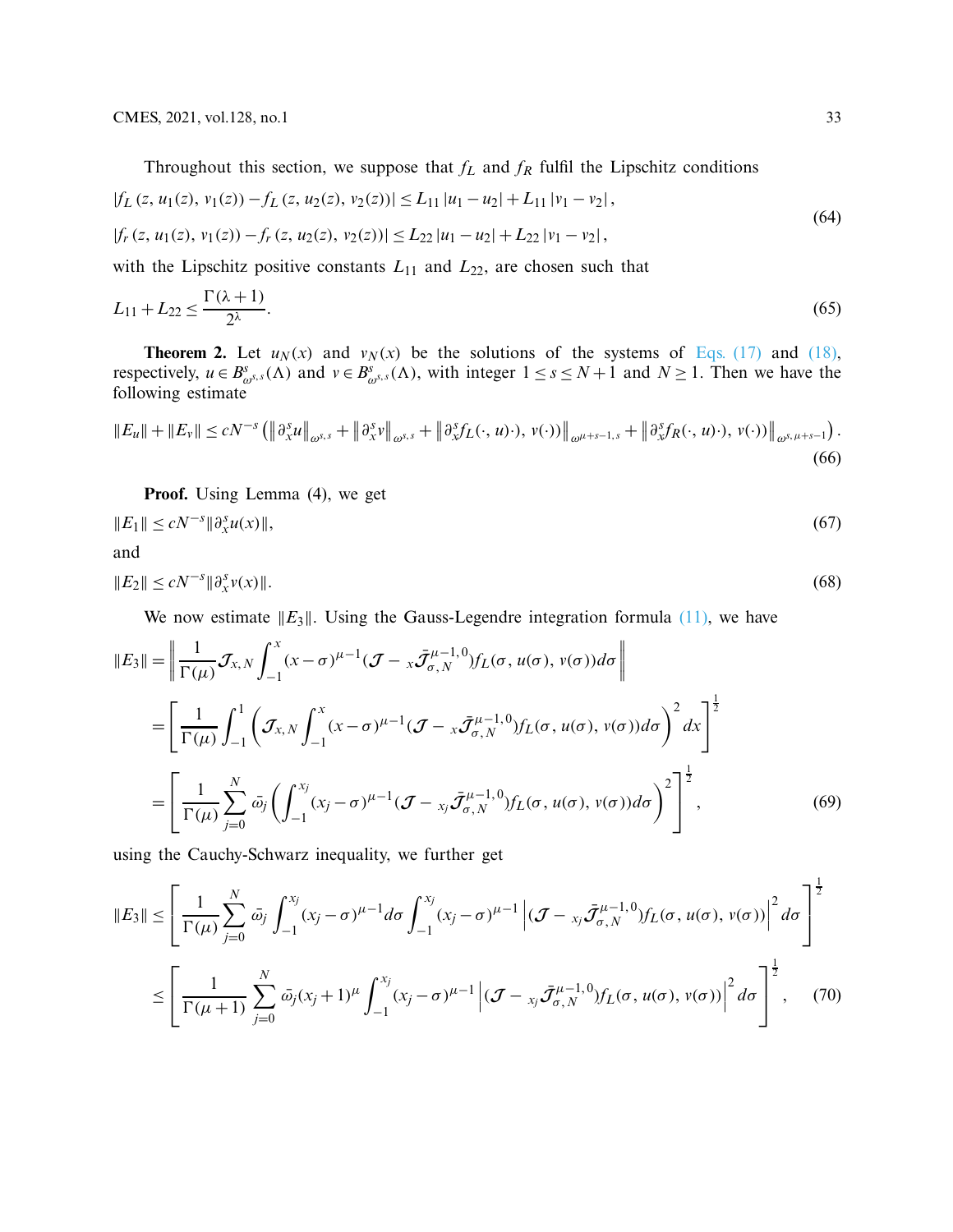Throughout this section, we suppose that $f_L$ and $f_R$ fulfil the Lipschitz conditions

$$
\begin{aligned}
&|f_L(z, u_1(z), v_1(z)) - f_L(z, u_2(z), v_2(z))| \leq L_{11}|u_1 - u_2| + L_{11}|v_1 - v_2|, \\
&|f_r(z, u_1(z), v_1(z)) - f_r(z, u_2(z), v_2(z))| \leq L_{22}|u_1 - u_2| + L_{22}|v_1 - v_2|,
\end{aligned}
\tag{64}
$$

with the Lipschitz positive constants $L_{11}$ and $L_{22}$, are chosen such that

$$
L_{11} + L_{22} \leq \frac{\Gamma(\lambda+1)}{2^{\lambda}}. \tag{65}
$$

**Theorem 2.** Let $u_N(x)$ and $v_N(x)$ be the solutions of the systems of Eqs. (17) and (18), respectively, $u \in B^s_{\omega^{s,s}}(\Lambda)$ and $v \in B^s_{\omega^{s,s}}(\Lambda)$, with integer $1 \leq s \leq N+1$ and $N \geq 1$. Then we have the following estimate

$$
\|E_u\| + \|E_v\| \leq cN^{-s}\left(\left\|\partial^s_x u\right\|_{\omega^{s,s}} + \left\|\partial^s_x v\right\|_{\omega^{s,s}} + \left\|\partial^s_x f_L(\cdot, u)\cdot), v(\cdot))\right\|_{\omega^{\mu+s-1,s}} + \left\|\partial^s_x f_R(\cdot, u)\cdot), v(\cdot))\right\|_{\omega^{s,\mu+s-1}}\right). \tag{66}
$$

**Proof.** Using Lemma (4), we get

$$
\|E_1\| \leq cN^{-s}\|\partial^s_x u(x)\|, \tag{67}
$$

and

$$
\|E_2\| \leq cN^{-s}\|\partial^s_x v(x)\|. \tag{68}
$$

We now estimate $\|E_3\|$. Using the Gauss-Legendre integration formula (11), we have

$$
\begin{aligned}
\|E_3\| &= \left\| \frac{1}{\Gamma(\mu)} \mathcal{J}_{x,N} \int_{-1}^{x} (x-\sigma)^{\mu-1} (\mathcal{J} - {}_x\bar{\mathcal{J}}^{\mu-1,0}_{\sigma,N}) f_L(\sigma, u(\sigma), v(\sigma)) d\sigma \right\| \\
&= \left[ \frac{1}{\Gamma(\mu)} \int_{-1}^{1} \left( \mathcal{J}_{x,N} \int_{-1}^{x} (x-\sigma)^{\mu-1} (\mathcal{J} - {}_x\bar{\mathcal{J}}^{\mu-1,0}_{\sigma,N}) f_L(\sigma, u(\sigma), v(\sigma)) d\sigma \right)^2 dx \right]^{\frac{1}{2}} \\
&= \left[ \frac{1}{\Gamma(\mu)} \sum_{j=0}^{N} \bar{\omega}_j \left( \int_{-1}^{x_j} (x_j-\sigma)^{\mu-1} (\mathcal{J} - {}_{x_j}\bar{\mathcal{J}}^{\mu-1,0}_{\sigma,N}) f_L(\sigma, u(\sigma), v(\sigma)) d\sigma \right)^2 \right]^{\frac{1}{2}},
\end{aligned}
\tag{69}
$$

using the Cauchy-Schwarz inequality, we further get

$$
\begin{aligned}
\|E_3\| &\leq \left[ \frac{1}{\Gamma(\mu)} \sum_{j=0}^{N} \bar{\omega}_j \int_{-1}^{x_j} (x_j-\sigma)^{\mu-1} d\sigma \int_{-1}^{x_j} (x_j-\sigma)^{\mu-1} \left| (\mathcal{J} - {}_{x_j}\bar{\mathcal{J}}^{\mu-1,0}_{\sigma,N}) f_L(\sigma, u(\sigma), v(\sigma)) \right|^2 d\sigma \right]^{\frac{1}{2}} \\
&\leq \left[ \frac{1}{\Gamma(\mu+1)} \sum_{j=0}^{N} \bar{\omega}_j (x_j+1)^{\mu} \int_{-1}^{x_j} (x_j-\sigma)^{\mu-1} \left| (\mathcal{J} - {}_{x_j}\bar{\mathcal{J}}^{\mu-1,0}_{\sigma,N}) f_L(\sigma, u(\sigma), v(\sigma)) \right|^2 d\sigma \right]^{\frac{1}{2}},
\end{aligned}
\tag{70}
$$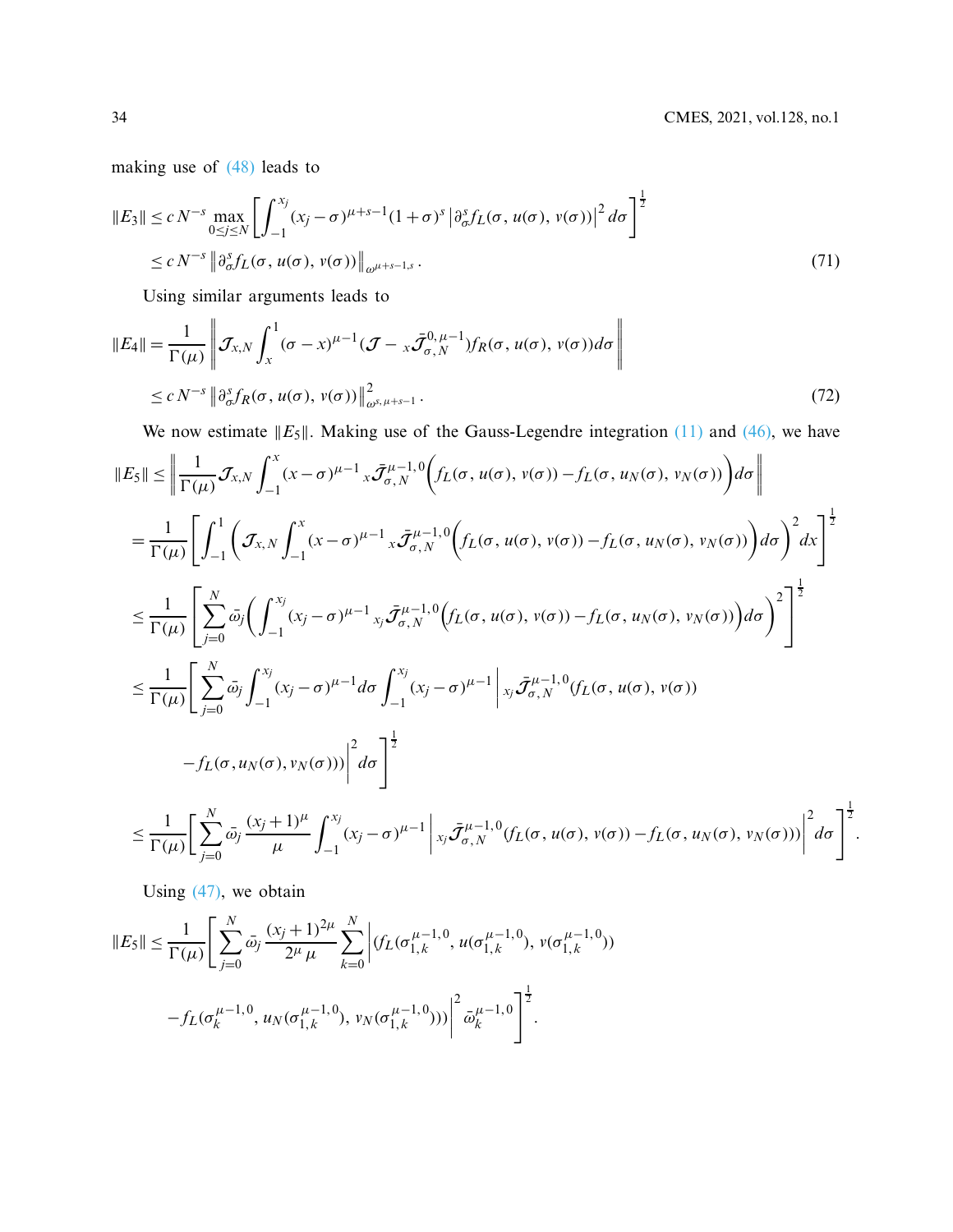making use of (48) leads to

$$
\begin{aligned}
\|E_3\| &\leq c\,N^{-s} \max_{0\leq j\leq N} \left[ \int_{-1}^{x_j} (x_j-\sigma)^{\mu+s-1}(1+\sigma)^s \left|\partial_\sigma^s f_L(\sigma,\, u(\sigma),\, v(\sigma))\right|^2 d\sigma \right]^{\frac{1}{2}} \\
&\leq c\,N^{-s} \left\|\partial_\sigma^s f_L(\sigma,\, u(\sigma),\, v(\sigma))\right\|_{\omega^{\mu+s-1,s}}. \qquad (71)
\end{aligned}
$$

Using similar arguments leads to

$$
\begin{aligned}
\|E_4\| &= \frac{1}{\Gamma(\mu)} \left\| \mathcal{J}_{x,N} \int_x^1 (\sigma-x)^{\mu-1} (\mathcal{J} - {}_x\bar{\mathcal{J}}_{\sigma,N}^{0,\mu-1}) f_R(\sigma,\, u(\sigma),\, v(\sigma)) d\sigma \right\| \\
&\leq c\,N^{-s} \left\|\partial_\sigma^s f_R(\sigma,\, u(\sigma),\, v(\sigma))\right\|^2_{\omega^{s,\mu+s-1}}. \qquad (72)
\end{aligned}
$$

We now estimate $\|E_5\|$. Making use of the Gauss-Legendre integration (11) and (46), we have

$$
\begin{aligned}
\|E_5\| &\leq \left\| \frac{1}{\Gamma(\mu)} \mathcal{J}_{x,N} \int_{-1}^{x} (x-\sigma)^{\mu-1}\, {}_x\bar{\mathcal{J}}_{\sigma,N}^{\mu-1,0} \Big( f_L(\sigma,\, u(\sigma),\, v(\sigma)) - f_L(\sigma,\, u_N(\sigma),\, v_N(\sigma)) \Big) d\sigma \right\| \\
&= \frac{1}{\Gamma(\mu)} \left[ \int_{-1}^{1} \left( \mathcal{J}_{x,N} \int_{-1}^{x} (x-\sigma)^{\mu-1}\, {}_x\bar{\mathcal{J}}_{\sigma,N}^{\mu-1,0} \Big( f_L(\sigma,\, u(\sigma),\, v(\sigma)) - f_L(\sigma,\, u_N(\sigma),\, v_N(\sigma)) \Big) d\sigma \right)^2 dx \right]^{\frac{1}{2}} \\
&\leq \frac{1}{\Gamma(\mu)} \left[ \sum_{j=0}^{N} \bar{\omega}_j \left( \int_{-1}^{x_j} (x_j-\sigma)^{\mu-1}\, {}_{x_j}\bar{\mathcal{J}}_{\sigma,N}^{\mu-1,0} \Big( f_L(\sigma,\, u(\sigma),\, v(\sigma)) - f_L(\sigma,\, u_N(\sigma),\, v_N(\sigma)) \Big) d\sigma \right)^2 \right]^{\frac{1}{2}} \\
&\leq \frac{1}{\Gamma(\mu)} \Bigg[ \sum_{j=0}^{N} \bar{\omega}_j \int_{-1}^{x_j} (x_j-\sigma)^{\mu-1} d\sigma \int_{-1}^{x_j} (x_j-\sigma)^{\mu-1} \Big|\, {}_{x_j}\bar{\mathcal{J}}_{\sigma,N}^{\mu-1,0} (f_L(\sigma,\, u(\sigma),\, v(\sigma)) \\
&\qquad - f_L(\sigma, u_N(\sigma), v_N(\sigma))) \Big|^2 d\sigma \Bigg]^{\frac{1}{2}} \\
&\leq \frac{1}{\Gamma(\mu)} \Bigg[ \sum_{j=0}^{N} \bar{\omega}_j \frac{(x_j+1)^{\mu}}{\mu} \int_{-1}^{x_j} (x_j-\sigma)^{\mu-1} \Big|\, {}_{x_j}\bar{\mathcal{J}}_{\sigma,N}^{\mu-1,0} (f_L(\sigma,\, u(\sigma),\, v(\sigma)) - f_L(\sigma,\, u_N(\sigma),\, v_N(\sigma))) \Big|^2 d\sigma \Bigg]^{\frac{1}{2}}.
\end{aligned}
$$

Using (47), we obtain

$$
\begin{aligned}
\|E_5\| \leq \frac{1}{\Gamma(\mu)} \Bigg[ \sum_{j=0}^{N} \bar{\omega}_j \frac{(x_j+1)^{2\mu}}{2^{\mu}\,\mu} \sum_{k=0}^{N} \Big| & (f_L(\sigma_{1,k}^{\mu-1,0},\, u(\sigma_{1,k}^{\mu-1,0}),\, v(\sigma_{1,k}^{\mu-1,0})) \\
& - f_L(\sigma_k^{\mu-1,0},\, u_N(\sigma_{1,k}^{\mu-1,0}),\, v_N(\sigma_{1,k}^{\mu-1,0}))) \Big|^2 \bar{\omega}_k^{\mu-1,0} \Bigg]^{\frac{1}{2}}.
\end{aligned}
$$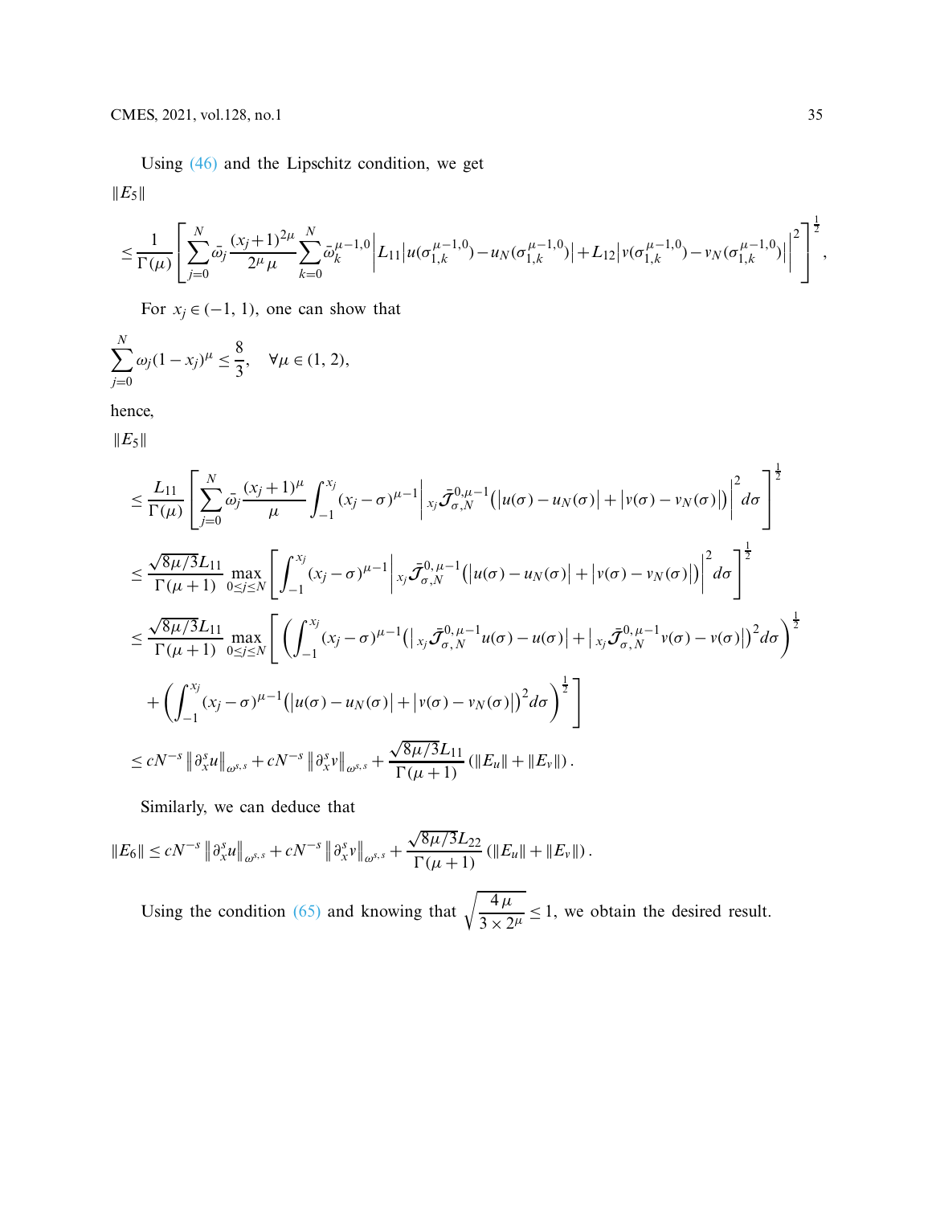Using (46) and the Lipschitz condition, we get

$$
\|E_5\|
$$

$$
\leq \frac{1}{\Gamma(\mu)} \left[ \sum_{j=0}^{N} \bar{\omega}_j \frac{(x_j+1)^{2\mu}}{2^\mu \mu} \sum_{k=0}^{N} \bar{\omega}_k^{\mu-1,0} \left| L_{11} \left| u(\sigma_{1,k}^{\mu-1,0}) - u_N(\sigma_{1,k}^{\mu-1,0}) \right| + L_{12} \left| v(\sigma_{1,k}^{\mu-1,0}) - v_N(\sigma_{1,k}^{\mu-1,0}) \right| \right|^2 \right]^{\frac{1}{2}},
$$

For $x_j \in (-1, 1)$, one can show that

$$
\sum_{j=0}^{N} \omega_j (1-x_j)^\mu \leq \frac{8}{3}, \quad \forall \mu \in (1, 2),
$$

hence,

$$
\|E_5\|
$$

$$
\begin{aligned}
&\leq \frac{L_{11}}{\Gamma(\mu)} \left[ \sum_{j=0}^{N} \bar{\omega}_j \frac{(x_j+1)^\mu}{\mu} \int_{-1}^{x_j} (x_j - \sigma)^{\mu-1} \left| {}_{x_j}\bar{\mathcal{J}}_{\sigma,N}^{0,\mu-1} \left( \left| u(\sigma) - u_N(\sigma) \right| + \left| v(\sigma) - v_N(\sigma) \right| \right) \right|^2 d\sigma \right]^{\frac{1}{2}} \\
&\leq \frac{\sqrt{8\mu/3} L_{11}}{\Gamma(\mu+1)} \max_{0 \leq j \leq N} \left[ \int_{-1}^{x_j} (x_j - \sigma)^{\mu-1} \left| {}_{x_j}\bar{\mathcal{J}}_{\sigma,N}^{0,\mu-1} \left( \left| u(\sigma) - u_N(\sigma) \right| + \left| v(\sigma) - v_N(\sigma) \right| \right) \right|^2 d\sigma \right]^{\frac{1}{2}} \\
&\leq \frac{\sqrt{8\mu/3} L_{11}}{\Gamma(\mu+1)} \max_{0 \leq j \leq N} \left[ \left( \int_{-1}^{x_j} (x_j - \sigma)^{\mu-1} \left( \left| {}_{x_j}\bar{\mathcal{J}}_{\sigma,N}^{0,\mu-1} u(\sigma) - u(\sigma) \right| + \left| {}_{x_j}\bar{\mathcal{J}}_{\sigma,N}^{0,\mu-1} v(\sigma) - v(\sigma) \right| \right)^2 d\sigma \right)^{\frac{1}{2}} \right. \\
&\quad \left. + \left( \int_{-1}^{x_j} (x_j - \sigma)^{\mu-1} \left( \left| u(\sigma) - u_N(\sigma) \right| + \left| v(\sigma) - v_N(\sigma) \right| \right)^2 d\sigma \right)^{\frac{1}{2}} \right] \\
&\leq c N^{-s} \left\| \partial_x^s u \right\|_{\omega^{s,s}} + c N^{-s} \left\| \partial_x^s v \right\|_{\omega^{s,s}} + \frac{\sqrt{8\mu/3} L_{11}}{\Gamma(\mu+1)} \left( \|E_u\| + \|E_v\| \right).
\end{aligned}
$$

Similarly, we can deduce that

$$
\|E_6\| \leq c N^{-s} \left\| \partial_x^s u \right\|_{\omega^{s,s}} + c N^{-s} \left\| \partial_x^s v \right\|_{\omega^{s,s}} + \frac{\sqrt{8\mu/3} L_{22}}{\Gamma(\mu+1)} \left( \|E_u\| + \|E_v\| \right).
$$

Using the condition (65) and knowing that $\sqrt{\dfrac{4\mu}{3 \times 2^\mu}} \leq 1$, we obtain the desired result.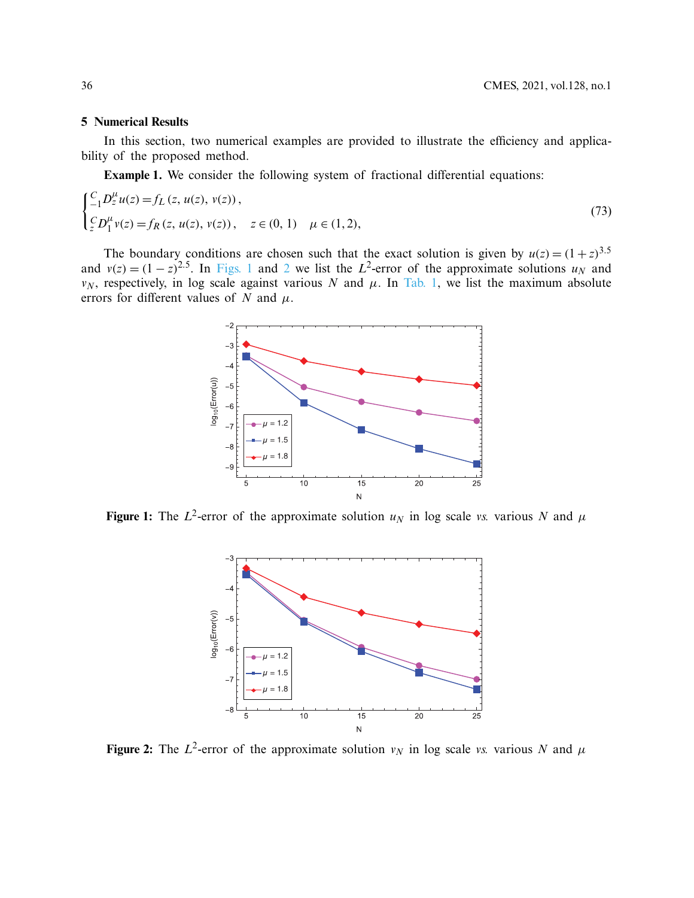## 5 Numerical Results

In this section, two numerical examples are provided to illustrate the efficiency and applicability of the proposed method.

**Example 1.** We consider the following system of fractional differential equations:

$$
\begin{cases} {}_{-1}^{C}D_z^{\mu} u(z) = f_L\left(z, u(z), v(z)\right), \\ {}_{z}^{C}D_1^{\mu} v(z) = f_R\left(z, u(z), v(z)\right), \quad z \in (0, 1) \quad \mu \in (1, 2), \end{cases} \tag{73}
$$

The boundary conditions are chosen such that the exact solution is given by $u(z) = (1+z)^{3.5}$ and $v(z) = (1-z)^{2.5}$. In Figs. 1 and 2 we list the $L^2$-error of the approximate solutions $u_N$ and $v_N$, respectively, in log scale against various $N$ and $\mu$. In Tab. 1, we list the maximum absolute errors for different values of $N$ and $\mu$.

**Figure 1:** The $L^2$-error of the approximate solution $u_N$ in log scale *vs.* various $N$ and $\mu$

**Figure 2:** The $L^2$-error of the approximate solution $v_N$ in log scale *vs.* various $N$ and $\mu$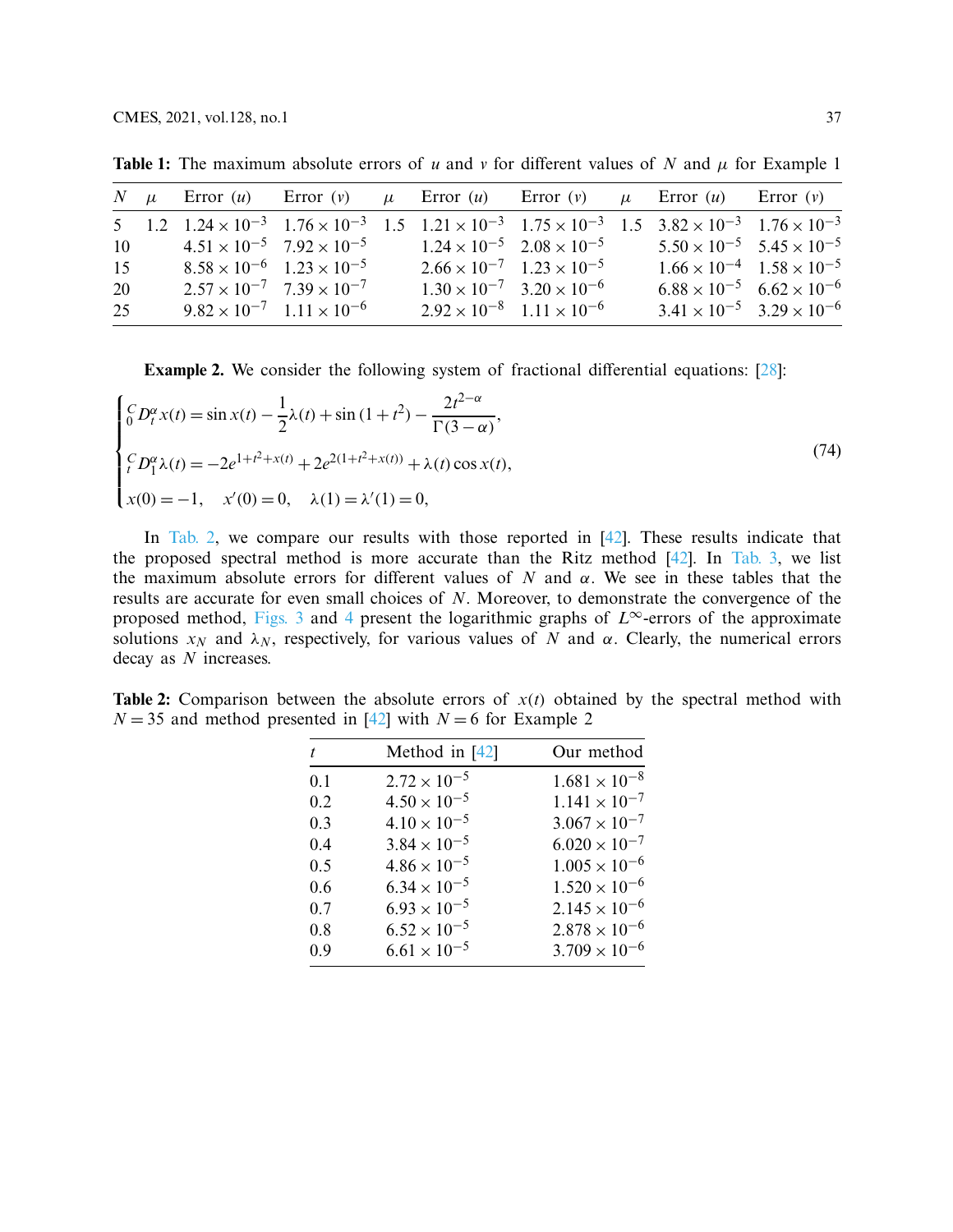**Table 1:** The maximum absolute errors of $u$ and $v$ for different values of $N$ and $\mu$ for Example 1

| $N$ | $\mu$ | Error ($u$) | Error ($v$) | $\mu$ | Error ($u$) | Error ($v$) | $\mu$ | Error ($u$) | Error ($v$) |
|---|---|---|---|---|---|---|---|---|---|
| 5 | 1.2 | $1.24 \times 10^{-3}$ | $1.76 \times 10^{-3}$ | 1.5 | $1.21 \times 10^{-3}$ | $1.75 \times 10^{-3}$ | 1.5 | $3.82 \times 10^{-3}$ | $1.76 \times 10^{-3}$ |
| 10 | | $4.51 \times 10^{-5}$ | $7.92 \times 10^{-5}$ | | $1.24 \times 10^{-5}$ | $2.08 \times 10^{-5}$ | | $5.50 \times 10^{-5}$ | $5.45 \times 10^{-5}$ |
| 15 | | $8.58 \times 10^{-6}$ | $1.23 \times 10^{-5}$ | | $2.66 \times 10^{-7}$ | $1.23 \times 10^{-5}$ | | $1.66 \times 10^{-4}$ | $1.58 \times 10^{-5}$ |
| 20 | | $2.57 \times 10^{-7}$ | $7.39 \times 10^{-7}$ | | $1.30 \times 10^{-7}$ | $3.20 \times 10^{-6}$ | | $6.88 \times 10^{-5}$ | $6.62 \times 10^{-6}$ |
| 25 | | $9.82 \times 10^{-7}$ | $1.11 \times 10^{-6}$ | | $2.92 \times 10^{-8}$ | $1.11 \times 10^{-6}$ | | $3.41 \times 10^{-5}$ | $3.29 \times 10^{-6}$ |

**Example 2.** We consider the following system of fractional differential equations: [28]:

$$\begin{cases} {}_0^C D_t^{\alpha} x(t) = \sin x(t) - \dfrac{1}{2}\lambda(t) + \sin(1+t^2) - \dfrac{2t^{2-\alpha}}{\Gamma(3-\alpha)}, \\ {}_t^C D_1^{\alpha} \lambda(t) = -2e^{1+t^2+x(t)} + 2e^{2(1+t^2+x(t))} + \lambda(t)\cos x(t), \\ x(0) = -1, \quad x'(0) = 0, \quad \lambda(1) = \lambda'(1) = 0, \end{cases} \tag{74}$$

In Tab. 2, we compare our results with those reported in [42]. These results indicate that the proposed spectral method is more accurate than the Ritz method [42]. In Tab. 3, we list the maximum absolute errors for different values of $N$ and $\alpha$. We see in these tables that the results are accurate for even small choices of $N$. Moreover, to demonstrate the convergence of the proposed method, Figs. 3 and 4 present the logarithmic graphs of $L^{\infty}$-errors of the approximate solutions $x_N$ and $\lambda_N$, respectively, for various values of $N$ and $\alpha$. Clearly, the numerical errors decay as $N$ increases.

**Table 2:** Comparison between the absolute errors of $x(t)$ obtained by the spectral method with $N = 35$ and method presented in [42] with $N = 6$ for Example 2

| $t$ | Method in [42] | Our method |
|---|---|---|
| 0.1 | $2.72 \times 10^{-5}$ | $1.681 \times 10^{-8}$ |
| 0.2 | $4.50 \times 10^{-5}$ | $1.141 \times 10^{-7}$ |
| 0.3 | $4.10 \times 10^{-5}$ | $3.067 \times 10^{-7}$ |
| 0.4 | $3.84 \times 10^{-5}$ | $6.020 \times 10^{-7}$ |
| 0.5 | $4.86 \times 10^{-5}$ | $1.005 \times 10^{-6}$ |
| 0.6 | $6.34 \times 10^{-5}$ | $1.520 \times 10^{-6}$ |
| 0.7 | $6.93 \times 10^{-5}$ | $2.145 \times 10^{-6}$ |
| 0.8 | $6.52 \times 10^{-5}$ | $2.878 \times 10^{-6}$ |
| 0.9 | $6.61 \times 10^{-5}$ | $3.709 \times 10^{-6}$ |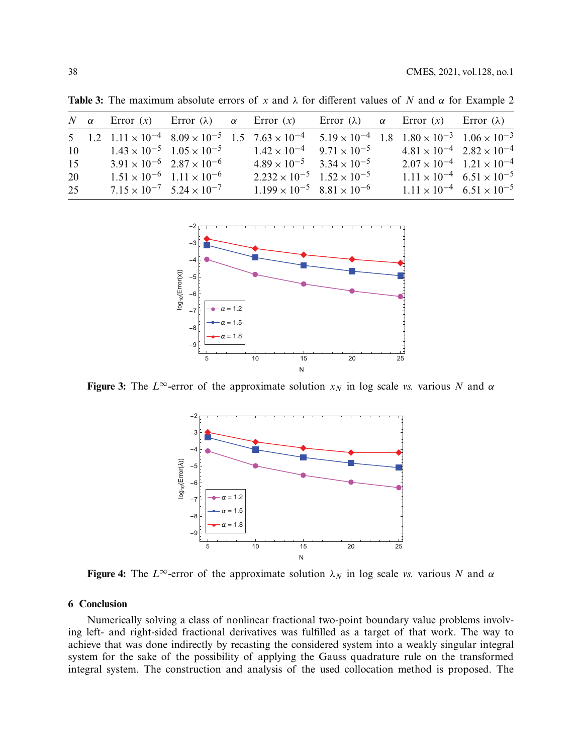**Table 3:** The maximum absolute errors of $x$ and $\lambda$ for different values of $N$ and $\alpha$ for Example 2

| $N$ | $\alpha$ | Error $(x)$ | Error $(\lambda)$ | $\alpha$ | Error $(x)$ | Error $(\lambda)$ | $\alpha$ | Error $(x)$ | Error $(\lambda)$ |
|---|---|---|---|---|---|---|---|---|---|
| 5 | 1.2 | $1.11 \times 10^{-4}$ | $8.09 \times 10^{-5}$ | 1.5 | $7.63 \times 10^{-4}$ | $5.19 \times 10^{-4}$ | 1.8 | $1.80 \times 10^{-3}$ | $1.06 \times 10^{-3}$ |
| 10 | | $1.43 \times 10^{-5}$ | $1.05 \times 10^{-5}$ | | $1.42 \times 10^{-4}$ | $9.71 \times 10^{-5}$ | | $4.81 \times 10^{-4}$ | $2.82 \times 10^{-4}$ |
| 15 | | $3.91 \times 10^{-6}$ | $2.87 \times 10^{-6}$ | | $4.89 \times 10^{-5}$ | $3.34 \times 10^{-5}$ | | $2.07 \times 10^{-4}$ | $1.21 \times 10^{-4}$ |
| 20 | | $1.51 \times 10^{-6}$ | $1.11 \times 10^{-6}$ | | $2.232 \times 10^{-5}$ | $1.52 \times 10^{-5}$ | | $1.11 \times 10^{-4}$ | $6.51 \times 10^{-5}$ |
| 25 | | $7.15 \times 10^{-7}$ | $5.24 \times 10^{-7}$ | | $1.199 \times 10^{-5}$ | $8.81 \times 10^{-6}$ | | $1.11 \times 10^{-4}$ | $6.51 \times 10^{-5}$ |

**Figure 3:** The $L^{\infty}$-error of the approximate solution $x_N$ in log scale *vs.* various $N$ and $\alpha$

**Figure 4:** The $L^{\infty}$-error of the approximate solution $\lambda_N$ in log scale *vs.* various $N$ and $\alpha$

## 6 Conclusion

Numerically solving a class of nonlinear fractional two-point boundary value problems involving left- and right-sided fractional derivatives was fulfilled as a target of that work. The way to achieve that was done indirectly by recasting the considered system into a weakly singular integral system for the sake of the possibility of applying the Gauss quadrature rule on the transformed integral system. The construction and analysis of the used collocation method is proposed. The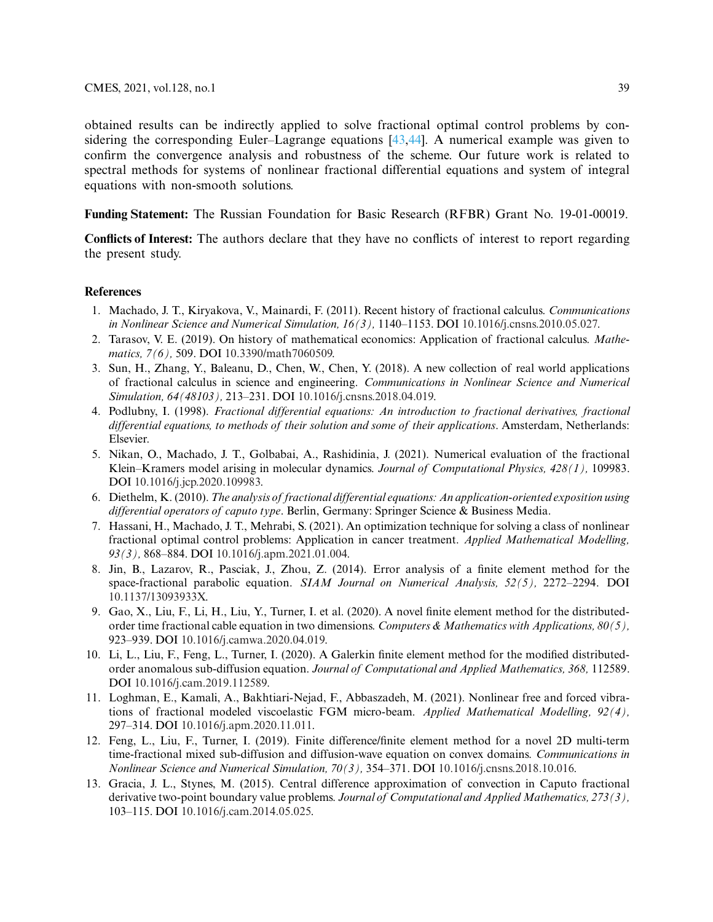obtained results can be indirectly applied to solve fractional optimal control problems by considering the corresponding Euler–Lagrange equations [43,44]. A numerical example was given to confirm the convergence analysis and robustness of the scheme. Our future work is related to spectral methods for systems of nonlinear fractional differential equations and system of integral equations with non-smooth solutions.

**Funding Statement:** The Russian Foundation for Basic Research (RFBR) Grant No. 19-01-00019.

**Conflicts of Interest:** The authors declare that they have no conflicts of interest to report regarding the present study.

## References

1. Machado, J. T., Kiryakova, V., Mainardi, F. (2011). Recent history of fractional calculus. *Communications in Nonlinear Science and Numerical Simulation, 16(3),* 1140–1153. DOI 10.1016/j.cnsns.2010.05.027.
2. Tarasov, V. E. (2019). On history of mathematical economics: Application of fractional calculus. *Mathematics, 7(6),* 509. DOI 10.3390/math7060509.
3. Sun, H., Zhang, Y., Baleanu, D., Chen, W., Chen, Y. (2018). A new collection of real world applications of fractional calculus in science and engineering. *Communications in Nonlinear Science and Numerical Simulation, 64(48103),* 213–231. DOI 10.1016/j.cnsns.2018.04.019.
4. Podlubny, I. (1998). *Fractional differential equations: An introduction to fractional derivatives, fractional differential equations, to methods of their solution and some of their applications*. Amsterdam, Netherlands: Elsevier.
5. Nikan, O., Machado, J. T., Golbabai, A., Rashidinia, J. (2021). Numerical evaluation of the fractional Klein–Kramers model arising in molecular dynamics. *Journal of Computational Physics, 428(1),* 109983. DOI 10.1016/j.jcp.2020.109983.
6. Diethelm, K. (2010). *The analysis of fractional differential equations: An application-oriented exposition using differential operators of caputo type*. Berlin, Germany: Springer Science & Business Media.
7. Hassani, H., Machado, J. T., Mehrabi, S. (2021). An optimization technique for solving a class of nonlinear fractional optimal control problems: Application in cancer treatment. *Applied Mathematical Modelling, 93(3),* 868–884. DOI 10.1016/j.apm.2021.01.004.
8. Jin, B., Lazarov, R., Pasciak, J., Zhou, Z. (2014). Error analysis of a finite element method for the space-fractional parabolic equation. *SIAM Journal on Numerical Analysis, 52(5),* 2272–2294. DOI 10.1137/13093933X.
9. Gao, X., Liu, F., Li, H., Liu, Y., Turner, I. et al. (2020). A novel finite element method for the distributed-order time fractional cable equation in two dimensions. *Computers & Mathematics with Applications, 80(5),* 923–939. DOI 10.1016/j.camwa.2020.04.019.
10. Li, L., Liu, F., Feng, L., Turner, I. (2020). A Galerkin finite element method for the modified distributed-order anomalous sub-diffusion equation. *Journal of Computational and Applied Mathematics, 368,* 112589. DOI 10.1016/j.cam.2019.112589.
11. Loghman, E., Kamali, A., Bakhtiari-Nejad, F., Abbaszadeh, M. (2021). Nonlinear free and forced vibrations of fractional modeled viscoelastic FGM micro-beam. *Applied Mathematical Modelling, 92(4),* 297–314. DOI 10.1016/j.apm.2020.11.011.
12. Feng, L., Liu, F., Turner, I. (2019). Finite difference/finite element method for a novel 2D multi-term time-fractional mixed sub-diffusion and diffusion-wave equation on convex domains. *Communications in Nonlinear Science and Numerical Simulation, 70(3),* 354–371. DOI 10.1016/j.cnsns.2018.10.016.
13. Gracia, J. L., Stynes, M. (2015). Central difference approximation of convection in Caputo fractional derivative two-point boundary value problems. *Journal of Computational and Applied Mathematics, 273(3),* 103–115. DOI 10.1016/j.cam.2014.05.025.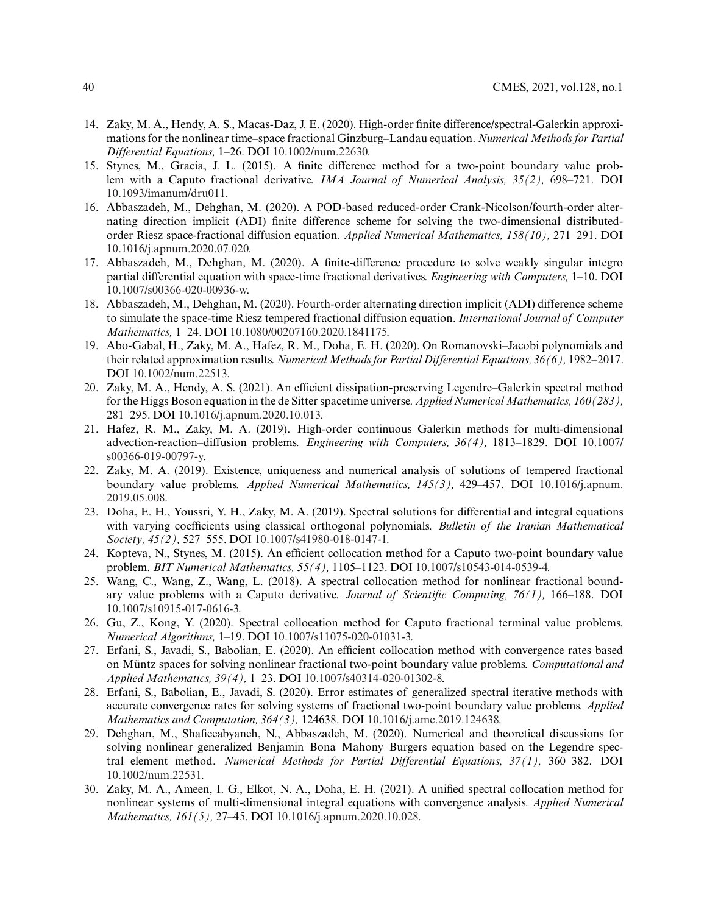14. Zaky, M. A., Hendy, A. S., Macas-Daz, J. E. (2020). High-order finite difference/spectral-Galerkin approximations for the nonlinear time–space fractional Ginzburg–Landau equation. *Numerical Methods for Partial Differential Equations,* 1–26. DOI 10.1002/num.22630.
15. Stynes, M., Gracia, J. L. (2015). A finite difference method for a two-point boundary value problem with a Caputo fractional derivative. *IMA Journal of Numerical Analysis, 35(2),* 698–721. DOI 10.1093/imanum/dru011.
16. Abbaszadeh, M., Dehghan, M. (2020). A POD-based reduced-order Crank-Nicolson/fourth-order alternating direction implicit (ADI) finite difference scheme for solving the two-dimensional distributed-order Riesz space-fractional diffusion equation. *Applied Numerical Mathematics, 158(10),* 271–291. DOI 10.1016/j.apnum.2020.07.020.
17. Abbaszadeh, M., Dehghan, M. (2020). A finite-difference procedure to solve weakly singular integro partial differential equation with space-time fractional derivatives. *Engineering with Computers,* 1–10. DOI 10.1007/s00366-020-00936-w.
18. Abbaszadeh, M., Dehghan, M. (2020). Fourth-order alternating direction implicit (ADI) difference scheme to simulate the space-time Riesz tempered fractional diffusion equation. *International Journal of Computer Mathematics,* 1–24. DOI 10.1080/00207160.2020.1841175.
19. Abo-Gabal, H., Zaky, M. A., Hafez, R. M., Doha, E. H. (2020). On Romanovski–Jacobi polynomials and their related approximation results. *Numerical Methods for Partial Differential Equations, 36(6),* 1982–2017. DOI 10.1002/num.22513.
20. Zaky, M. A., Hendy, A. S. (2021). An efficient dissipation-preserving Legendre–Galerkin spectral method for the Higgs Boson equation in the de Sitter spacetime universe. *Applied Numerical Mathematics, 160(283),* 281–295. DOI 10.1016/j.apnum.2020.10.013.
21. Hafez, R. M., Zaky, M. A. (2019). High-order continuous Galerkin methods for multi-dimensional advection-reaction–diffusion problems. *Engineering with Computers, 36(4),* 1813–1829. DOI 10.1007/s00366-019-00797-y.
22. Zaky, M. A. (2019). Existence, uniqueness and numerical analysis of solutions of tempered fractional boundary value problems. *Applied Numerical Mathematics, 145(3),* 429–457. DOI 10.1016/j.apnum.2019.05.008.
23. Doha, E. H., Youssri, Y. H., Zaky, M. A. (2019). Spectral solutions for differential and integral equations with varying coefficients using classical orthogonal polynomials. *Bulletin of the Iranian Mathematical Society, 45(2),* 527–555. DOI 10.1007/s41980-018-0147-1.
24. Kopteva, N., Stynes, M. (2015). An efficient collocation method for a Caputo two-point boundary value problem. *BIT Numerical Mathematics, 55(4),* 1105–1123. DOI 10.1007/s10543-014-0539-4.
25. Wang, C., Wang, Z., Wang, L. (2018). A spectral collocation method for nonlinear fractional boundary value problems with a Caputo derivative. *Journal of Scientific Computing, 76(1),* 166–188. DOI 10.1007/s10915-017-0616-3.
26. Gu, Z., Kong, Y. (2020). Spectral collocation method for Caputo fractional terminal value problems. *Numerical Algorithms,* 1–19. DOI 10.1007/s11075-020-01031-3.
27. Erfani, S., Javadi, S., Babolian, E. (2020). An efficient collocation method with convergence rates based on Müntz spaces for solving nonlinear fractional two-point boundary value problems. *Computational and Applied Mathematics, 39(4),* 1–23. DOI 10.1007/s40314-020-01302-8.
28. Erfani, S., Babolian, E., Javadi, S. (2020). Error estimates of generalized spectral iterative methods with accurate convergence rates for solving systems of fractional two-point boundary value problems. *Applied Mathematics and Computation, 364(3),* 124638. DOI 10.1016/j.amc.2019.124638.
29. Dehghan, M., Shafieeabyaneh, N., Abbaszadeh, M. (2020). Numerical and theoretical discussions for solving nonlinear generalized Benjamin–Bona–Mahony–Burgers equation based on the Legendre spectral element method. *Numerical Methods for Partial Differential Equations, 37(1),* 360–382. DOI 10.1002/num.22531.
30. Zaky, M. A., Ameen, I. G., Elkot, N. A., Doha, E. H. (2021). A unified spectral collocation method for nonlinear systems of multi-dimensional integral equations with convergence analysis. *Applied Numerical Mathematics, 161(5),* 27–45. DOI 10.1016/j.apnum.2020.10.028.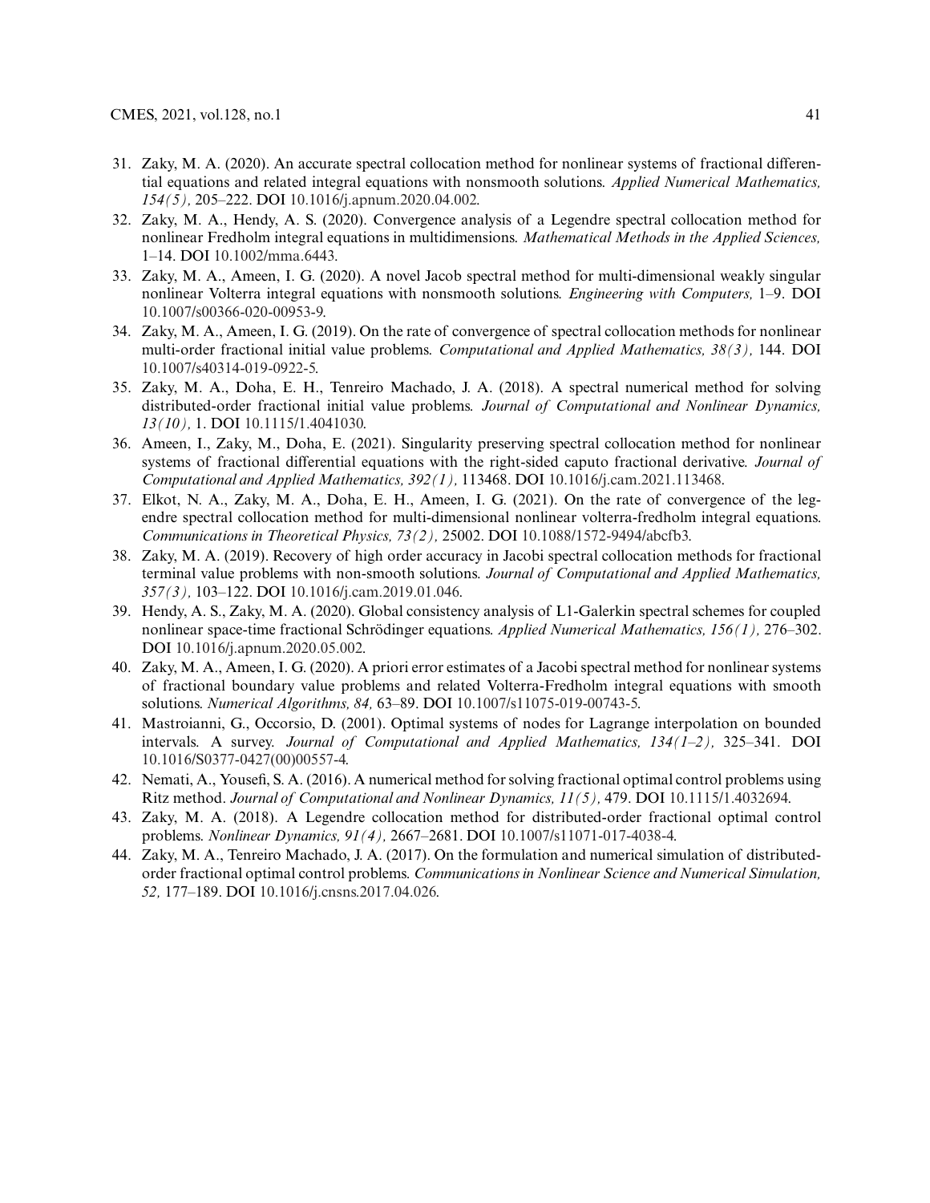31. Zaky, M. A. (2020). An accurate spectral collocation method for nonlinear systems of fractional differential equations and related integral equations with nonsmooth solutions. *Applied Numerical Mathematics, 154(5),* 205–222. DOI 10.1016/j.apnum.2020.04.002.
32. Zaky, M. A., Hendy, A. S. (2020). Convergence analysis of a Legendre spectral collocation method for nonlinear Fredholm integral equations in multidimensions. *Mathematical Methods in the Applied Sciences,* 1–14. DOI 10.1002/mma.6443.
33. Zaky, M. A., Ameen, I. G. (2020). A novel Jacob spectral method for multi-dimensional weakly singular nonlinear Volterra integral equations with nonsmooth solutions. *Engineering with Computers,* 1–9. DOI 10.1007/s00366-020-00953-9.
34. Zaky, M. A., Ameen, I. G. (2019). On the rate of convergence of spectral collocation methods for nonlinear multi-order fractional initial value problems. *Computational and Applied Mathematics, 38(3),* 144. DOI 10.1007/s40314-019-0922-5.
35. Zaky, M. A., Doha, E. H., Tenreiro Machado, J. A. (2018). A spectral numerical method for solving distributed-order fractional initial value problems. *Journal of Computational and Nonlinear Dynamics, 13(10),* 1. DOI 10.1115/1.4041030.
36. Ameen, I., Zaky, M., Doha, E. (2021). Singularity preserving spectral collocation method for nonlinear systems of fractional differential equations with the right-sided caputo fractional derivative. *Journal of Computational and Applied Mathematics, 392(1),* 113468. DOI 10.1016/j.cam.2021.113468.
37. Elkot, N. A., Zaky, M. A., Doha, E. H., Ameen, I. G. (2021). On the rate of convergence of the legendre spectral collocation method for multi-dimensional nonlinear volterra-fredholm integral equations. *Communications in Theoretical Physics, 73(2),* 25002. DOI 10.1088/1572-9494/abcfb3.
38. Zaky, M. A. (2019). Recovery of high order accuracy in Jacobi spectral collocation methods for fractional terminal value problems with non-smooth solutions. *Journal of Computational and Applied Mathematics, 357(3),* 103–122. DOI 10.1016/j.cam.2019.01.046.
39. Hendy, A. S., Zaky, M. A. (2020). Global consistency analysis of L1-Galerkin spectral schemes for coupled nonlinear space-time fractional Schrödinger equations. *Applied Numerical Mathematics, 156(1),* 276–302. DOI 10.1016/j.apnum.2020.05.002.
40. Zaky, M. A., Ameen, I. G. (2020). A priori error estimates of a Jacobi spectral method for nonlinear systems of fractional boundary value problems and related Volterra-Fredholm integral equations with smooth solutions. *Numerical Algorithms, 84,* 63–89. DOI 10.1007/s11075-019-00743-5.
41. Mastroianni, G., Occorsio, D. (2001). Optimal systems of nodes for Lagrange interpolation on bounded intervals. A survey. *Journal of Computational and Applied Mathematics, 134(1–2),* 325–341. DOI 10.1016/S0377-0427(00)00557-4.
42. Nemati, A., Yousefi, S. A. (2016). A numerical method for solving fractional optimal control problems using Ritz method. *Journal of Computational and Nonlinear Dynamics, 11(5),* 479. DOI 10.1115/1.4032694.
43. Zaky, M. A. (2018). A Legendre collocation method for distributed-order fractional optimal control problems. *Nonlinear Dynamics, 91(4),* 2667–2681. DOI 10.1007/s11071-017-4038-4.
44. Zaky, M. A., Tenreiro Machado, J. A. (2017). On the formulation and numerical simulation of distributed-order fractional optimal control problems. *Communications in Nonlinear Science and Numerical Simulation, 52,* 177–189. DOI 10.1016/j.cnsns.2017.04.026.